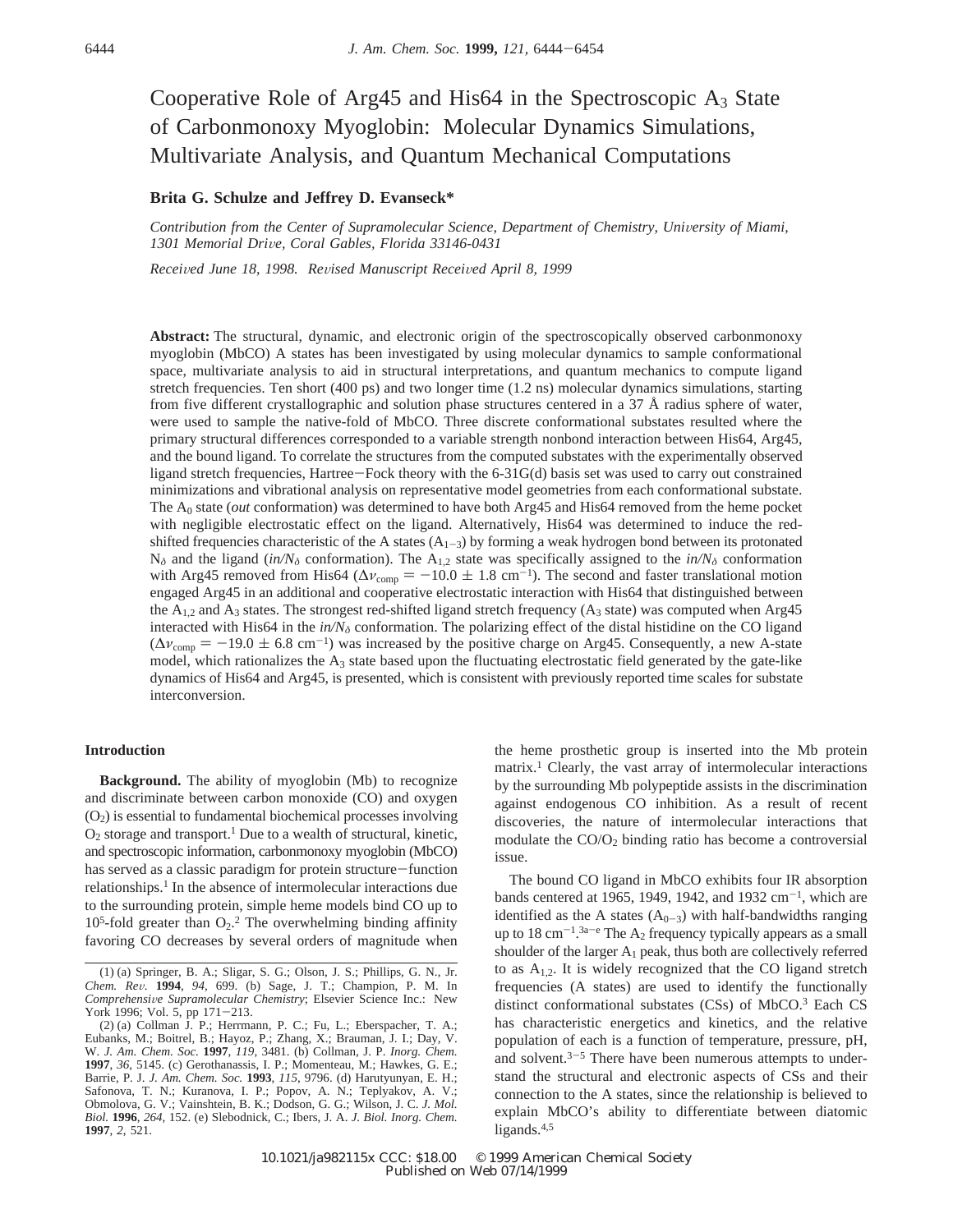# Cooperative Role of Arg45 and His64 in the Spectroscopic $A_3$ State of Carbonmonoxy Myoglobin: Molecular Dynamics Simulations, Multivariate Analysis, and Quantum Mechanical Computations

**Brita G. Schulze and Jeffrey D. Evanseck***

*Contribution from the Center of Supramolecular Science, Department of Chemistry, University of Miami, 1301 Memorial Drive, Coral Gables, Florida 33146-0431*

*Received June 18, 1998. Revised Manuscript Received April 8, 1999*

**Abstract:** The structural, dynamic, and electronic origin of the spectroscopically observed carbonmonoxy myoglobin (MbCO) A states has been investigated by using molecular dynamics to sample conformational space, multivariate analysis to aid in structural interpretations, and quantum mechanics to compute ligand stretch frequencies. Ten short (400 ps) and two longer time (1.2 ns) molecular dynamics simulations, starting from five different crystallographic and solution phase structures centered in a 37 Å radius sphere of water, were used to sample the native-fold of MbCO. Three discrete conformational substates resulted where the primary structural differences corresponded to a variable strength nonbond interaction between His64, Arg45, and the bound ligand. To correlate the structures from the computed substates with the experimentally observed ligand stretch frequencies, Hartree–Fock theory with the 6-31G(d) basis set was used to carry out constrained minimizations and vibrational analysis on representative model geometries from each conformational substate. The $A_0$ state (*out* conformation) was determined to have both Arg45 and His64 removed from the heme pocket with negligible electrostatic effect on the ligand. Alternatively, His64 was determined to induce the red-shifted frequencies characteristic of the A states ($A_{1-3}$) by forming a weak hydrogen bond between its protonated $N_\delta$ and the ligand (*in/N*$_\delta$ conformation). The $A_{1,2}$ state was specifically assigned to the *in/N*$_\delta$ conformation with Arg45 removed from His64 ($\Delta\nu_{comp} = -10.0 \pm 1.8$ cm$^{-1}$). The second and faster translational motion engaged Arg45 in an additional and cooperative electrostatic interaction with His64 that distinguished between the $A_{1,2}$ and $A_3$ states. The strongest red-shifted ligand stretch frequency ($A_3$ state) was computed when Arg45 interacted with His64 in the *in/N*$_\delta$ conformation. The polarizing effect of the distal histidine on the CO ligand ($\Delta\nu_{comp} = -19.0 \pm 6.8$ cm$^{-1}$) was increased by the positive charge on Arg45. Consequently, a new A-state model, which rationalizes the $A_3$ state based upon the fluctuating electrostatic field generated by the gate-like dynamics of His64 and Arg45, is presented, which is consistent with previously reported time scales for substate interconversion.

## Introduction

**Background.** The ability of myoglobin (Mb) to recognize and discriminate between carbon monoxide (CO) and oxygen ($O_2$) is essential to fundamental biochemical processes involving $O_2$ storage and transport.[1] Due to a wealth of structural, kinetic, and spectroscopic information, carbonmonoxy myoglobin (MbCO) has served as a classic paradigm for protein structure–function relationships.[1] In the absence of intermolecular interactions due to the surrounding protein, simple heme models bind CO up to $10^5$-fold greater than $O_2$.[2] The overwhelming binding affinity favoring CO decreases by several orders of magnitude when the heme prosthetic group is inserted into the Mb protein matrix.[1] Clearly, the vast array of intermolecular interactions by the surrounding Mb polypeptide assists in the discrimination against endogenous CO inhibition. As a result of recent discoveries, the nature of intermolecular interactions that modulate the CO/$O_2$ binding ratio has become a controversial issue.

The bound CO ligand in MbCO exhibits four IR absorption bands centered at 1965, 1949, 1942, and 1932 cm$^{-1}$, which are identified as the A states ($A_{0-3}$) with half-bandwidths ranging up to 18 cm$^{-1}$.[3a–e] The $A_2$ frequency typically appears as a small shoulder of the larger $A_1$ peak, thus both are collectively referred to as $A_{1,2}$. It is widely recognized that the CO ligand stretch frequencies (A states) are used to identify the functionally distinct conformational substates (CSs) of MbCO.[3] Each CS has characteristic energetics and kinetics, and the relative population of each is a function of temperature, pressure, pH, and solvent.[3–5] There have been numerous attempts to understand the structural and electronic aspects of CSs and their connection to the A states, since the relationship is believed to explain MbCO's ability to differentiate between diatomic ligands.[4,5]

(1) (a) Springer, B. A.; Sligar, S. G.; Olson, J. S.; Phillips, G. N., Jr. *Chem. Rev.* **1994**, *94*, 699. (b) Sage, J. T.; Champion, P. M. In *Comprehensive Supramolecular Chemistry*; Elsevier Science Inc.: New York 1996; Vol. 5, pp 171–213.

(2) (a) Collman J. P.; Herrmann, P. C.; Fu, L.; Eberspacher, T. A.; Eubanks, M.; Boitrel, B.; Hayoz, P.; Zhang, X.; Brauman, J. I.; Day, V. W. *J. Am. Chem. Soc.* **1997**, *119*, 3481. (b) Collman, J. P. *Inorg. Chem.* **1997**, *36*, 5145. (c) Gerothanassis, I. P.; Momenteau, M.; Hawkes, G. E.; Barrie, P. J. *J. Am. Chem. Soc.* **1993**, *115*, 9796. (d) Harutyunyan, E. H.; Safonova, T. N.; Kuranova, I. P.; Popov, A. N.; Teplyakov, A. V.; Obmolova, G. V.; Vainshtein, B. K.; Dodson, G. G.; Wilson, J. C. *J. Mol. Biol.* **1996**, *264*, 152. (e) Slebodnick, C.; Ibers, J. A. *J. Biol. Inorg. Chem.* **1997**, *2*, 521.

10.1021/ja982115x CCC: $18.00 © 1999 American Chemical Society
Published on Web 07/14/1999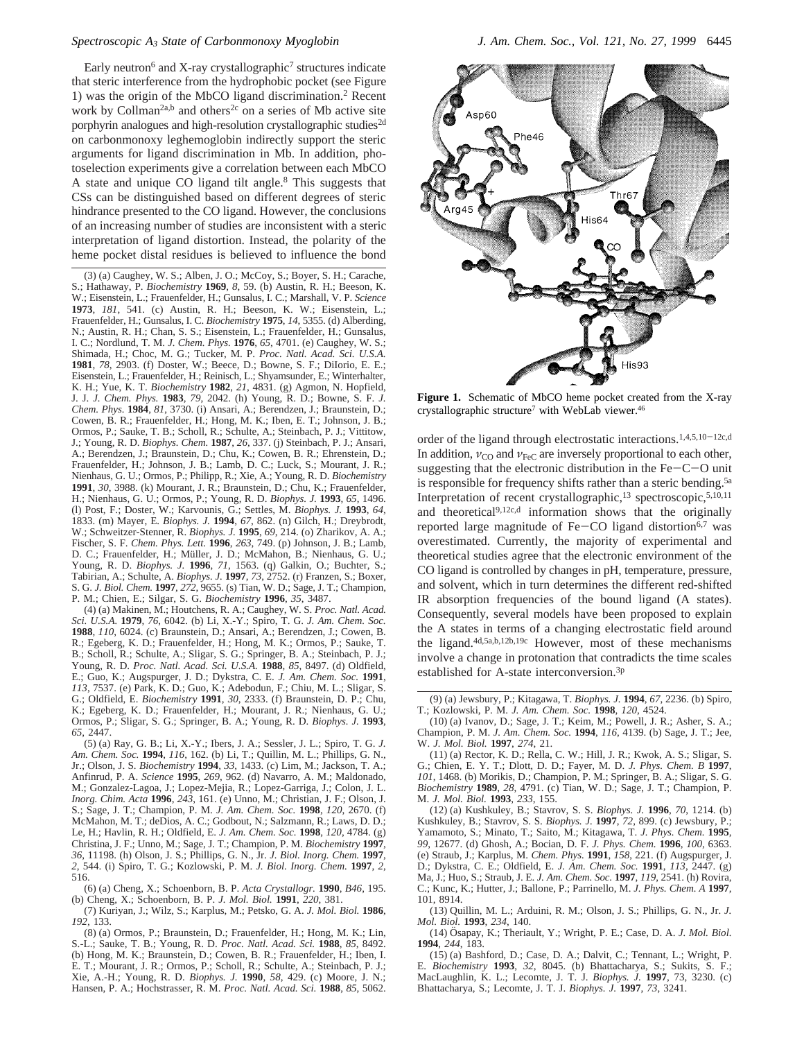Early neutron[6] and X-ray crystallographic[7] structures indicate that steric interference from the hydrophobic pocket (see Figure 1) was the origin of the MbCO ligand discrimination.[2] Recent work by Collman[2a,b] and others[2c] on a series of Mb active site porphyrin analogues and high-resolution crystallographic studies[2d] on carbonmonoxy leghemoglobin indirectly support the steric arguments for ligand discrimination in Mb. In addition, photoselection experiments give a correlation between each MbCO A state and unique CO ligand tilt angle.[8] This suggests that CSs can be distinguished based on different degrees of steric hindrance presented to the CO ligand. However, the conclusions of an increasing number of studies are inconsistent with a steric interpretation of ligand distortion. Instead, the polarity of the heme pocket distal residues is believed to influence the bond order of the ligand through electrostatic interactions.[1,4,5,10-12c,d] In addition, $\nu_{CO}$ and $\nu_{FeC}$ are inversely proportional to each other, suggesting that the electronic distribution in the Fe−C−O unit is responsible for frequency shifts rather than a steric bending.[5a] Interpretation of recent crystallographic,[13] spectroscopic,[5,10,11] and theoretical[9,12c,d] information shows that the originally reported large magnitude of Fe−CO ligand distortion[6,7] was overestimated. Currently, the majority of experimental and theoretical studies agree that the electronic environment of the CO ligand is controlled by changes in pH, temperature, pressure, and solvent, which in turn determines the different red-shifted IR absorption frequencies of the bound ligand (A states). Consequently, several models have been proposed to explain the A states in terms of a changing electrostatic field around the ligand.[4d,5a,b,12b,19c] However, most of these mechanisms involve a change in protonation that contradicts the time scales established for A-state interconversion.[3p]

**Figure 1.** Schematic of MbCO heme pocket created from the X-ray crystallographic structure[7] with WebLab viewer.[46]

(3) (a) Caughey, W. S.; Alben, J. O.; McCoy, S.; Boyer, S. H.; Carache, S.; Hathaway, P. *Biochemistry* **1969**, *8*, 59. (b) Austin, R. H.; Beeson, K. W.; Eisenstein, L.; Frauenfelder, H.; Gunsalus, I. C.; Marshall, V. P. *Science* **1973**, *181*, 541. (c) Austin, R. H.; Beeson, K. W.; Eisenstein, L.; Frauenfelder, H.; Gunsalus, I. C. *Biochemistry* **1975**, *14*, 5355. (d) Alberding, N.; Austin, R. H.; Chan, S. S.; Eisenstein, L.; Frauenfelder, H.; Gunsalus, I. C.; Nordlund, T. M. *J. Chem. Phys.* **1976**, *65*, 4701. (e) Caughey, W. S.; Shimada, H.; Choc, M. G.; Tucker, M. P. *Proc. Natl. Acad. Sci. U.S.A.* **1981**, *78*, 2903. (f) Doster, W.; Beece, D.; Bowne, S. F.; DiIorio, E. E.; Eisenstein, L.; Frauenfelder, H.; Reinisch, L.; Shyamsunder, E.; Winterhalter, K. H.; Yue, K. T. *Biochemistry* **1982**, *21*, 4831. (g) Agmon, N. Hopfield, J. J. *J. Chem. Phys.* **1983**, *79*, 2042. (h) Young, R. D.; Bowne, S. F. *J. Chem. Phys.* **1984**, *81*, 3730. (i) Ansari, A.; Berendzen, J.; Braunstein, D.; Cowen, B. R.; Frauenfelder, H.; Hong, M. K.; Iben, E. T.; Johnson, J. B.; Ormos, P.; Sauke, T. B.; Scholl, R.; Schulte, A.; Steinbach, P. J.; Vittitow, J.; Young, R. D. *Biophys. Chem.* **1987**, *26*, 337. (j) Steinbach, P. J.; Ansari, A.; Berendzen, J.; Braunstein, D.; Chu, K.; Cowen, B. R.; Ehrenstein, D.; Frauenfelder, H.; Johnson, J. B.; Lamb, D. C.; Luck, S.; Mourant, J. R.; Nienhaus, G. U.; Ormos, P.; Philipp, R.; Xie, A.; Young, R. D. *Biochemistry* **1991**, *30*, 3988. (k) Mourant, J. R.; Braunstein, D.; Chu, K.; Frauenfelder, H.; Nienhaus, G. U.; Ormos, P.; Young, R. D. *Biophys. J.* **1993**, *65*, 1496. (l) Post, F.; Doster, W.; Karvounis, G.; Settles, M. *Biophys. J.* **1993**, *64*, 1833. (m) Mayer, E. *Biophys. J.* **1994**, *67*, 862. (n) Gilch, H.; Dreybrodt, W.; Schweitzer-Stenner, R. *Biophys. J.* **1995**, *69*, 214. (o) Zharikov, A. A.; Fischer, S. F. *Chem. Phys. Lett.* **1996**, *263*, 749. (p) Johnson, J. B.; Lamb, D. C.; Frauenfelder, H.; Müller, J. D.; McMahon, B.; Nienhaus, G. U.; Young, R. D. *Biophys. J.* **1996**, *71*, 1563. (q) Galkin, O.; Buchter, S.; Tabirian, A.; Schulte, A. *Biophys. J.* **1997**, *73*, 2752. (r) Franzen, S.; Boxer, S. G. *J. Biol. Chem.* **1997**, *272*, 9655. (s) Tian, W. D.; Sage, J. T.; Champion, P. M.; Chien, E.; Silgar, S. G. *Biochemistry* **1996**, *35*, 3487.

(4) (a) Makinen, M.; Houtchens, R. A.; Caughey, W. S. *Proc. Natl. Acad. Sci. U.S.A.* **1979**, *76*, 6042. (b) Li, X.-Y.; Spiro, T. G. *J. Am. Chem. Soc.* **1988**, *110*, 6024. (c) Braunstein, D.; Ansari, A.; Berendzen, J.; Cowen, B. R.; Egeberg, K. D.; Frauenfelder, H.; Hong, M. K.; Ormos, P.; Sauke, T. B.; Scholl, R.; Schulte, A.; Sligar, S. G.; Springer, B. A.; Steinbach, P. J.; Young, R. D. *Proc. Natl. Acad. Sci. U.S.A.* **1988**, *85*, 8497. (d) Oldfield, E.; Guo, K.; Augspurger, J. D.; Dykstra, C. E. *J. Am. Chem. Soc.* **1991**, *113*, 7537. (e) Park, K. D.; Guo, K.; Adebodun, F.; Chiu, M. L.; Sligar, S. G.; Oldfield, E. *Biochemistry* **1991**, *30*, 2333. (f) Braunstein, D. P.; Chu, K.; Egeberg, K. D.; Frauenfelder, H.; Mourant, J. R.; Nienhaus, G. U.; Ormos, P.; Sligar, S. G.; Springer, B. A.; Young, R. D. *Biophys. J.* **1993**, *65*, 2447.

(5) (a) Ray, G. B.; Li, X.-Y.; Ibers, J. A.; Sessler, J. L.; Spiro, T. G. *J. Am. Chem. Soc.* **1994**, *116*, 162. (b) Li, T.; Quillin, M. L.; Phillips, G. N., Jr.; Olson, J. S. *Biochemistry* **1994**, *33*, 1433. (c) Lim, M.; Jackson, T. A.; Anfinrud, P. A. *Science* **1995**, *269*, 962. (d) Navarro, A. M.; Maldonado, M.; Gonzalez-Lagoa, J.; Lopez-Mejia, R.; Lopez-Garriga, J.; Colon, J. L. *Inorg. Chim. Acta* **1996**, *243*, 161. (e) Unno, M.; Christian, J. F.; Olson, J. S.; Sage, J. T.; Champion, P. M. *J. Am. Chem. Soc.* **1998**, *120*, 2670. (f) McMahon, M. T.; deDios, A. C.; Godbout, N.; Salzmann, R.; Laws, D. D.; Le, H.; Havlin, R. H.; Oldfield, E. *J. Am. Chem. Soc.* **1998**, *120*, 4784. (g) Christina, J. F.; Unno, M.; Sage, J. T.; Champion, P. M. *Biochemistry* **1997**, *36*, 11198. (h) Olson, J. S.; Phillips, G. N., Jr. *J. Biol. Inorg. Chem.* **1997**, *2*, 544. (i) Spiro, T. G.; Kozlowski, P. M. *J. Biol. Inorg. Chem.* **1997**, *2*, 516.

(6) (a) Cheng, X.; Schoenborn, B. P. *Acta Crystallogr.* **1990**, *B46*, 195. (b) Cheng, X.; Schoenborn, B. P. *J. Mol. Biol.* **1991**, *220*, 381.

(7) Kuriyan, J.; Wilz, S.; Karplus, M.; Petsko, G. A. *J. Mol. Biol.* **1986**, *192*, 133.

(8) (a) Ormos, P.; Braunstein, D.; Frauenfelder, H.; Hong, M. K.; Lin, S.-L.; Sauke, T. B.; Young, R. D. *Proc. Natl. Acad. Sci.* **1988**, *85*, 8492. (b) Hong, M. K.; Braunstein, D.; Cowen, B. R.; Frauenfelder, H.; Iben, I. E. T.; Mourant, J. R.; Ormos, P.; Scholl, R.; Schulte, A.; Steinbach, P. J.; Xie, A.-H.; Young, R. D. *Biophys. J.* **1990**, *58*, 429. (c) Moore, J. N.; Hansen, P. A.; Hochstrasser, R. M. *Proc. Natl. Acad. Sci.* **1988**, *85*, 5062.

(9) (a) Jewsbury, P.; Kitagawa, T. *Biophys. J.* **1994**, *67*, 2236. (b) Spiro, T.; Kozlowski, P. M. *J. Am. Chem. Soc.* **1998**, *120*, 4524.

(10) (a) Ivanov, D.; Sage, J. T.; Keim, M.; Powell, J. R.; Asher, S. A.; Champion, P. M. *J. Am. Chem. Soc.* **1994**, *116*, 4139. (b) Sage, J. T.; Jee, W. *J. Mol. Biol.* **1997**, *274*, 21.

(11) (a) Rector, K. D.; Rella, C. W.; Hill, J. R.; Kwok, A. S.; Sligar, S. G.; Chien, E. Y. T.; Dlott, D. D.; Fayer, M. D. *J. Phys. Chem. B* **1997**, *101*, 1468. (b) Morikis, D.; Champion, P. M.; Springer, B. A.; Sligar, S. G. *Biochemistry* **1989**, *28*, 4791. (c) Tian, W. D.; Sage, J. T.; Champion, P. M. *J. Mol. Biol.* **1993**, *233*, 155.

(12) (a) Kushkuley, B.; Stavrov, S. S. *Biophys. J.* **1996**, *70*, 1214. (b) Kushkuley, B.; Stavrov, S. S. *Biophys. J.* **1997**, *72*, 899. (c) Jewsbury, P.; Yamamoto, S.; Minato, T.; Saito, M.; Kitagawa, T. *J. Phys. Chem.* **1995**, *99*, 12677. (d) Ghosh, A.; Bocian, D. F. *J. Phys. Chem.* **1996**, *100*, 6363. (e) Straub, J.; Karplus, M. *Chem. Phys.* **1991**, *158*, 221. (f) Augspurger, J. D.; Dykstra, C. E.; Oldfield, E. *J. Am. Chem. Soc.* **1991**, *113*, 2447. (g) Ma, J.; Huo, S.; Straub, J. E. *J. Am. Chem. Soc.* **1997**, *119*, 2541. (h) Rovira, C.; Kunc, K.; Hutter, J.; Ballone, P.; Parrinello, M. *J. Phys. Chem. A* **1997**, 101, 8914.

(13) Quillin, M. L.; Arduini, R. M.; Olson, J. S.; Phillips, G. N., Jr. *J. Mol. Biol.* **1993**, *234*, 140.

(14) Ösapay, K.; Theriault, Y.; Wright, P. E.; Case, D. A. *J. Mol. Biol.* **1994**, *244*, 183.

(15) (a) Bashford, D.; Case, D. A.; Dalvit, C.; Tennant, L.; Wright, P. E. *Biochemistry* **1993**, *32*, 8045. (b) Bhattacharya, S.; Sukits, S. F.; MacLaughlin, K. L.; Lecomte, J. T. J. *Biophys. J.* **1997**, 73, 3230. (c) Bhattacharya, S.; Lecomte, J. T. J. *Biophys. J.* **1997**, *73*, 3241.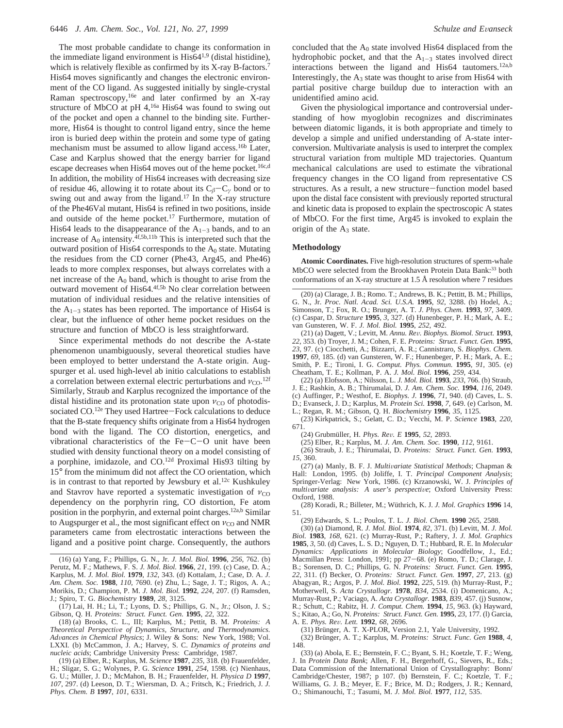The most probable candidate to change its conformation in the immediate ligand environment is His64[1,9] (distal histidine), which is relatively flexible as confirmed by its X-ray B-factors.[7] His64 moves significantly and changes the electronic environment of the CO ligand. As suggested initially by single-crystal Raman spectroscopy,[16e] and later confirmed by an X-ray structure of MbCO at pH 4,[16a] His64 was found to swing out of the pocket and open a channel to the binding site. Furthermore, His64 is thought to control ligand entry, since the heme iron is buried deep within the protein and some type of gating mechanism must be assumed to allow ligand access.[16b] Later, Case and Karplus showed that the energy barrier for ligand escape decreases when His64 moves out of the heme pocket.[16c,d] In addition, the mobility of His64 increases with decreasing size of residue 46, allowing it to rotate about its $C_\beta-C_\gamma$ bond or to swing out and away from the ligand.[17] In the X-ray structure of the Phe46Val mutant, His64 is refined in two positions, inside and outside of the heme pocket.[17] Furthermore, mutation of His64 leads to the disappearance of the $A_{1-3}$ bands, and to an increase of $A_0$ intensity.[4f,5b,11b] This is interpreted such that the outward position of His64 corresponds to the $A_0$ state. Mutating the residues from the CD corner (Phe43, Arg45, and Phe46) leads to more complex responses, but always correlates with a net increase of the $A_0$ band, which is thought to arise from the outward movement of His64.[4f,5b] No clear correlation between mutation of individual residues and the relative intensities of the $A_{1-3}$ states has been reported. The importance of His64 is clear, but the influence of other heme pocket residues on the structure and function of MbCO is less straightforward.

Since experimental methods do not describe the A-state phenomenon unambiguously, several theoretical studies have been employed to better understand the A-state origin. Augspurger et al. used high-level ab initio calculations to establish a correlation between external electric perturbations and $\nu_{CO}$.[12f] Similarly, Straub and Karplus recognized the importance of the distal histidine and its protonation state upon $\nu_{CO}$ of photodissociated CO.[12e] They used Hartree–Fock calculations to deduce that the B-state frequency shifts originate from a His64 hydrogen bond with the ligand. The CO distortion, energetics, and vibrational characteristics of the Fe–C–O unit have been studied with density functional theory on a model consisting of a porphine, imidazole, and CO.[12d] Proximal His93 tilting by 15° from the minimum did not affect the CO orientation, which is in contrast to that reported by Jewsbury et al.[12c] Kushkuley and Stavrov have reported a systematic investigation of $\nu_{CO}$ dependency on the porphyrin ring, CO distortion, Fe atom position in the porphyrin, and external point charges.[12a,b] Similar to Augspurger et al., the most significant effect on $\nu_{CO}$ and NMR parameters came from electrostatic interactions between the ligand and a positive point charge. Consequently, the authors concluded that the $A_0$ state involved His64 displaced from the hydrophobic pocket, and that the $A_{1-3}$ states involved direct interactions between the ligand and His64 tautomers.[12a,b] Interestingly, the $A_3$ state was thought to arise from His64 with partial positive charge buildup due to interaction with an unidentified amino acid.

Given the physiological importance and controversial understanding of how myoglobin recognizes and discriminates between diatomic ligands, it is both appropriate and timely to develop a simple and unified understanding of A-state interconversion. Multivariate analysis is used to interpret the complex structural variation from multiple MD trajectories. Quantum mechanical calculations are used to estimate the vibrational frequency changes in the CO ligand from representative CS structures. As a result, a new structure–function model based upon the distal face consistent with previously reported structural and kinetic data is proposed to explain the spectroscopic A states of MbCO. For the first time, Arg45 is invoked to explain the origin of the $A_3$ state.

## Methodology

**Atomic Coordinates.** Five high-resolution structures of sperm-whale MbCO were selected from the Brookhaven Protein Data Bank:[33] both conformations of an X-ray structure at 1.5 Å resolution where 7 residues

---

(16) (a) Yang, F.; Phillips, G. N., Jr. *J. Mol. Biol.* **1996**, *256*, 762. (b) Perutz, M. F.; Mathews, F. S. *J. Mol. Biol.* **1966**, *21*, 199. (c) Case, D. A.; Karplus, M. *J. Mol. Biol.* **1979**, *132*, 343. (d) Kottalam, J.; Case, D. A. *J. Am. Chem. Soc.* **1988**, *110*, 7690. (e) Zhu, L.; Sage, J. T.; Rigos, A. A.; Morikis, D.; Champion, P. M. *J. Mol. Biol.* **1992**, *224*, 207. (f) Ramsden, J.; Spiro, T. G. *Biochemistry* **1989**, *28*, 3125.

(17) Lai, H. H.; Li, T.; Lyons, D. S.; Phillips, G. N., Jr.; Olson, J. S.; Gibson, Q. H. *Proteins: Struct. Funct. Gen.* **1995**, *22*, 322.

(18) (a) Brooks, C. L., III; Karplus, M.; Pettit, B. M. *Proteins: A Theoretical Perspective of Dynamics, Structure, and Thermodynamics. Advances in Chemical Physics*; J. Wiley & Sons: New York, 1988; Vol. LXXI. (b) McCammon, J. A.; Harvey, S. C. *Dynamics of proteins and nucleic acids*; Cambridge University Press: Cambridge, 1987.

(19) (a) Elber, R.; Karplus, M. *Science* **1987**, *235*, 318. (b) Frauenfelder, H.; Sligar, S. G.; Wolynes, P. G. *Science* **1991**, *254*, 1598. (c) Nienhaus, G. U.; Müller, J. D.; McMahon, B. H.; Frauenfelder, H. *Physica D* **1997**, *107*, 297. (d) Leeson, D. T.; Wiersman, D. A.; Fritsch, K.; Friedrich, J. *J. Phys. Chem. B* **1997**, *101*, 6331.

(20) (a) Clarage, J. B.; Romo. T.; Andrews, B. K.; Pettitt, B. M.; Phillips, G. N., Jr. *Proc. Natl. Acad. Sci. U.S.A.* **1995**, *92*, 3288. (b) Hodel, A.; Simonson, T.; Fox, R. O.; Brunger, A. T. *J. Phys. Chem.* **1993**, *97*, 3409. (c) Caspar, D. *Structure* **1995**, *3*, 327. (d) Hunenbeger, P. H.; Mark, A. E.; van Gunsteren, W. F. *J. Mol. Biol.* **1995**, *252*, 492.

(21) (a) Dagett, V.; Levitt, M. *Annu. Rev. Biophys. Biomol. Struct.* **1993**, *22*, 353. (b) Troyer, J. M.; Cohen, F. E. *Proteins: Struct. Funct. Gen.* **1995**, *23*, 97. (c) Ciocchetti, A.; Bizzarri, A. R.; Cannistraro, S. *Biophys. Chem.* **1997**, *69*, 185. (d) van Gunsteren, W. F.; Hunenbeger, P. H.; Mark, A. E.; Smith, P. E.; Tironi, I. G. *Comput. Phys. Commun.* **1995**, *91*, 305. (e) Cheatham, T. E.; Kollman, P. A. *J. Mol. Biol.* **1996**, *259*, 434.

(22) (a) Elofsson, A.; Nilsson, L. *J. Mol. Biol.* **1993**, *233*, 766. (b) Straub, J. E.; Rashkin, A. B.; Thirumalai, D. *J. Am. Chem. Soc.* **1994**, *116*, 2049. (c) Auffinger, P.; Westhof, E. *Biophys. J.* **1996**, *71*, 940. (d) Caves, L. S. D.; Evanseck, J. D.; Karplus, M. *Protein Sci.* **1998**, *7*, 649. (e) Carlson, M. L.; Regan, R. M.; Gibson, Q. H. *Biochemistry* **1996**, *35*, 1125.

(23) Kirkpatrick, S.; Gelatt, C. D.; Vecchi, M. P. *Science* **1983**, *220*, 671.

(24) Grubmüller, H. *Phys. Rev. E* **1995**, *52*, 2893.

(25) Elber, R.; Karplus, M. *J. Am. Chem. Soc.* **1990**, *112*, 9161.

(26) Straub, J. E.; Thirumalai, D. *Proteins: Struct. Funct. Gen.* **1993**, *15*, 360.

(27) (a) Manly, B. F. J. *Multivariate Statistical Methods*; Chapman & Hall: London, 1995. (b) Joliffe, I. T. *Principal Component Analysis*; Springer-Verlag: New York, 1986. (c) Krzanowski, W. J. *Principles of multivariate analysis: A user's perspective*; Oxford University Press: Oxford, 1988.

(28) Koradi, R.; Billeter, M.; Wüthrich, K. J. *J. Mol. Graphics* **1996** 14, 51.

(29) Edwards, S. L.; Poulos, T. L. *J. Biol. Chem.* **1990** 265, 2588.

(30) (a) Diamond, R. *J. Mol. Biol.* **1974**, *82*, 371. (b) Levitt, M. *J. Mol. Biol.* **1983**, *168*, 621. (c) Murray-Rust, P.; Raftery, J. *J. Mol. Graphics* **1985**, *3*, 50. (d) Caves, L. S. D.; Nguyen, D. T.; Hubbard, R. E. In *Molecular Dynamics: Applications in Molecular Biology*; Goodfellow, J., Ed.; Macmillan Press: London, 1991; pp 27–68. (e) Romo, T. D.; Clarage, J. B.; Sorensen, D. C.; Phillips, G. N. *Proteins: Struct. Funct. Gen.* **1995**, *22*, 311. (f) Becker, O. *Proteins: Struct. Funct. Gen.* **1997**, *27*, 213. (g) Abagyan, R.; Argos, P. *J. Mol. Biol.* **1992**, *225*, 519. (h) Murray-Rust, P.; Motherwell, S. *Acta Crystallogr.* **1978**, *B34*, 2534. (i) Domenicano, A.; Murray-Rust, P.; Vaciago, A. *Acta Crystallogr.* **1983**, *B39*, 457. (j) Susnow, R.; Schutt, C.; Rabitz, H. *J. Comput. Chem.* **1994**, *15*, 963. (k) Hayward, S.; Kitao, A.; Go, N. *Proteins: Struct. Funct. Gen.* **1995**, *23*, 177. (l) Garcia, A. E. *Phys. Rev. Lett.* **1992**, *68*, 2696.

(31) Brünger, A. T. X-PLOR, Version 2.1, Yale University, 1992.

(32) Brünger, A. T.; Karplus, M. *Proteins: Struct. Func. Gen* **1988**, *4*, 148.

(33) (a) Abola, E. E.; Bernstein, F. C.; Bryant, S. H.; Koetzle, T. F.; Weng, J. In *Protein Data Bank*; Allen, F. H., Bergerhoff, G., Sievers, R., Eds.; Data Commission of the International Union of Crystallography: Bonn/Cambridge/Chester, 1987; p 107. (b) Bernstein, F. C.; Koetzle, T. F.; Williams, G. J. B.; Meyer, E. F.; Brice, M. D.; Rodgers, J. R.; Kennard, O.; Shimanouchi, T.; Tasumi, M. *J. Mol. Biol.* **1977**, *112*, 535.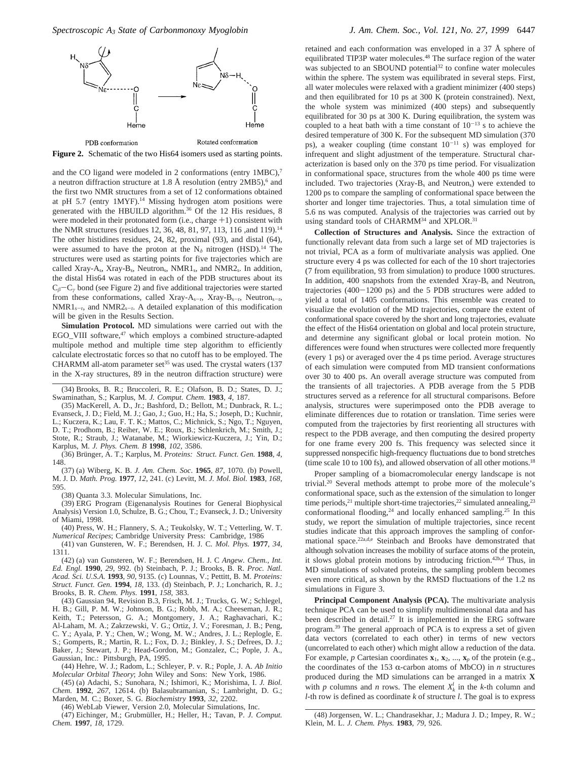PDB conformation    Rotated conformation

**Figure 2.** Schematic of the two His64 isomers used as starting points.

and the CO ligand were modeled in 2 conformations (entry 1MBC),[7] a neutron diffraction structure at 1.8 Å resolution (entry 2MB5),[6] and the first two NMR structures from a set of 12 conformations obtained at pH 5.7 (entry 1MYF).[14] Missing hydrogen atom positions were generated with the HBUILD algorithm.[36] Of the 12 His residues, 8 were modeled in their protonated form (i.e., charge +1) consistent with the NMR structures (residues 12, 36, 48, 81, 97, 113, 116 ,and 119).[14] The other histidines residues, 24, 82, proximal (93), and distal (64), were assumed to have the proton at the $N_\delta$ nitrogen (HSD).[14] The structures were used as starting points for five trajectories which are called Xray-A$_s$, Xray-B$_s$, Neutron$_s$, NMR1$_s$, and NMR2$_s$. In addition, the distal His64 was rotated in each of the PDB structures about its $C_\beta - C_\gamma$ bond (see Figure 2) and five additional trajectories were started from these conformations, called Xray-A$_{s-r}$, Xray-B$_{s-r}$, Neutron$_{s-r}$, NMR1$_{s-r}$, and NMR2$_{s-r}$. A detailed explanation of this modification will be given in the Results Section.

**Simulation Protocol.** MD simulations were carried out with the EGO_VIII software,[47] which employs a combined structure-adapted multipole method and multiple time step algorithm to efficiently calculate electrostatic forces so that no cutoff has to be employed. The CHARMM all-atom parameter set[35] was used. The crystal waters (137 in the X-ray structures, 89 in the neutron diffraction structure) were retained and each conformation was enveloped in a 37 Å sphere of equilibrated TIP3P water molecules.[48] The surface region of the water was subjected to an SBOUND potential[32] to confine water molecules within the sphere. The system was equilibrated in several steps. First, all water molecules were relaxed with a gradient minimizer (400 steps) and then equilibrated for 10 ps at 300 K (protein constrained). Next, the whole system was minimized (400 steps) and subsequently equilibrated for 30 ps at 300 K. During equilibration, the system was coupled to a heat bath with a time constant of $10^{-13}$ s to achieve the desired temperature of 300 K. For the subsequent MD simulation (370 ps), a weaker coupling (time constant $10^{-11}$ s) was employed for infrequent and slight adjustment of the temperature. Structural characterization is based only on the 370 ps time period. For visualization in conformational space, structures from the whole 400 ps time were included. Two trajectories (Xray-B$_s$ and Neutron$_s$) were extended to 1200 ps to compare the sampling of conformational space between the shorter and longer time trajectories. Thus, a total simulation time of 5.6 ns was computed. Analysis of the trajectories was carried out by using standard tools of CHARMM[34] and XPLOR.[31]

**Collection of Structures and Analysis.** Since the extraction of functionally relevant data from such a large set of MD trajectories is not trivial, PCA as a form of multivariate analysis was applied. One structure every 4 ps was collected for each of the 10 short trajectories (7 from equilibration, 93 from simulation) to produce 1000 structures. In addition, 400 snapshots from the extended Xray-B$_s$ and Neutron$_s$ trajectories (400−1200 ps) and the 5 PDB structures were added to yield a total of 1405 conformations. This ensemble was created to visualize the evolution of the MD trajectories, compare the extent of conformational space covered by the short and long trajectories, evaluate the effect of the His64 orientation on global and local protein structure, and determine any significant global or local protein motion. No differences were found when structures were collected more frequently (every 1 ps) or averaged over the 4 ps time period. Average structures of each simulation were computed from MD transient conformations over 30 to 400 ps. An overall average structure was computed from the transients of all trajectories. A PDB average from the 5 PDB structures served as a reference for all structural comparisons. Before analysis, structures were superimposed onto the PDB average to eliminate differences due to rotation or translation. Time series were computed from the trajectories by first reorienting all structures with respect to the PDB average, and then computing the desired property for one frame every 200 fs. This frequency was selected since it suppressed nonspecific high-frequency fluctuations due to bond stretches (time scale 10 to 100 fs), and allowed observation of all other motions.[18]

Proper sampling of a biomacromolecular energy landscape is not trivial.[20] Several methods attempt to probe more of the molecule's conformational space, such as the extension of the simulation to longer time periods,[21] multiple short-time trajectories,[22] simulated annealing,[23] conformational flooding,[24] and locally enhanced sampling.[25] In this study, we report the simulation of multiple trajectories, since recent studies indicate that this approach improves the sampling of conformational space.[22a,d,e] Steinbach and Brooks have demonstrated that although solvation increases the mobility of surface atoms of the protein, it slows global protein motions by introducing friction.[42b,d] Thus, in MD simulations of solvated proteins, the sampling problem becomes even more critical, as shown by the RMSD fluctuations of the 1.2 ns simulations in Figure 3.

**Principal Component Analysis (PCA).** The multivariate analysis technique PCA can be used to simplify multidimensional data and has been described in detail.[27] It is implemented in the ERG software program.[39] The general approach of PCA is to express a set of given data vectors (correlated to each other) in terms of new vectors (uncorrelated to each other) which might allow a reduction of the data. For example, $p$ Cartesian coordinates $\mathbf{x}_1, \mathbf{x}_2, ..., \mathbf{x}_p$ of the protein (e.g., the coordinates of the 153 α-carbon atoms of MbCO) in $n$ structures produced during the MD simulations can be arranged in a matrix $\mathbf{X}$ with $p$ columns and $n$ rows. The element $X_k^l$ in the $k$-th column and $l$-th row is defined as coordinate $k$ of structure $l$. The goal is to express

(34) Brooks, B. R.; Bruccoleri, R. E.; Olafson, B. D.; States, D. J.; Swaminathan, S.; Karplus, M. *J. Comput. Chem.* **1983**, *4*, 187.

(35) MacKerell, A. D., Jr.; Bashford, D.; Bellott, M.; Dunbrack, R. L.; Evanseck, J. D.; Field, M. J.; Gao, J.; Guo, H.; Ha, S.; Joseph, D.; Kuchnir, L.; Kuczera, K.; Lau, F. T. K.; Mattos, C.; Michnick, S.; Ngo, T.; Nguyen, D. T.; Prodhom, B.; Reiher, W. E.; Roux, B.; Schlenkrich, M.; Smith, J.; Stote, R.; Straub, J.; Watanabe, M.; Wiorkiewicz-Kuczera, J.; Yin, D.; Karplus, M. *J. Phys. Chem. B* **1998**, *102*, 3586.

(36) Brünger, A. T.; Karplus, M. *Proteins: Struct. Funct. Gen.* **1988**, *4*, 148.

(37) (a) Wiberg, K. B. *J. Am. Chem. Soc.* **1965**, *87*, 1070. (b) Powell, M. J. D. *Math. Prog.* **1977**, *12*, 241. (c) Levitt, M. *J. Mol. Biol.* **1983**, *168*, 595.

(38) Quanta 3.3. Molecular Simulations, Inc.

(39) ERG Program (Eigenanalysis Routines for General Biophysical Analysis) Version 1.0, Schulze, B. G.; Chou, T.; Evanseck, J. D.; University of Miami, 1998.

(40) Press, W. H.; Flannery, S. A.; Teukolsky, W. T.; Vetterling, W. T. *Numerical Recipes*; Cambridge University Press: Cambridge, 1986

(41) van Gunsteren, W. F.; Berendsen, H. J. C. *Mol. Phys.* **1977**, *34*, 1311.

(42) (a) van Gunsteren, W. F.; Berendsen, H. J. C *Angew. Chem., Int. Ed. Engl.* **1990**, *29*, 992. (b) Steinbach, P. J.; Brooks, B. R. *Proc. Natl. Acad. Sci. U.S.A.* **1993**, *90*, 9135. (c) Lounnas, V.; Pettitt, B. M. *Proteins: Struct. Funct. Gen.* **1994**, *18*, 133. (d) Steinbach, P. J.; Loncharich, R. J.; Brooks, B. R. *Chem. Phys.* **1991**, *158*, 383.

(43) Gaussian 94, Revision B.3, Frisch, M. J.; Trucks, G. W.; Schlegel, H. B.; Gill, P. M. W.; Johnson, B. G.; Robb, M. A.; Cheeseman, J. R.; Keith, T.; Petersson, G. A.; Montgomery, J. A.; Raghavachari, K.; Al-Laham, M. A.; Zakrzewski, V. G.; Ortiz, J. V.; Foresman, J. B.; Peng, C. Y.; Ayala, P. Y.; Chen, W.; Wong, M. W.; Andres, J. L.; Replogle, E. S.; Gomperts, R.; Martin, R. L.; Fox, D. J.; Binkley, J. S.; Defrees, D. J.; Baker, J.; Stewart, J. P.; Head-Gordon, M.; Gonzalez, C.; Pople, J. A., Gaussian, Inc.: Pittsburgh, PA, 1995.

(44) Hehre, W. J.; Radom, L.; Schleyer, P. v. R.; Pople, J. A. *Ab Initio Molecular Orbital Theory*; John Wiley and Sons: New York, 1986.

(45) (a) Adachi, S.; Sunohara, N.; Ishimori, K.; Morishima, I. *J. Biol. Chem.* **1992**, *267*, 12614. (b) Balasubramanian, S.; Lambright, D. G.; Marden, M. C.; Boxer, S. G. *Biochemistry* **1993**, *32*, 2202.

(46) WebLab Viewer, Version 2.0, Molecular Simulations, Inc.

(47) Eichinger, M.; Grubmüller, H.; Heller, H.; Tavan, P. *J. Comput. Chem.* **1997**, *18*, 1729.

(48) Jorgensen, W. L.; Chandrasekhar, J.; Madura J. D.; Impey, R. W.; Klein, M. L. *J. Chem. Phys.* **1983**, *79*, 926.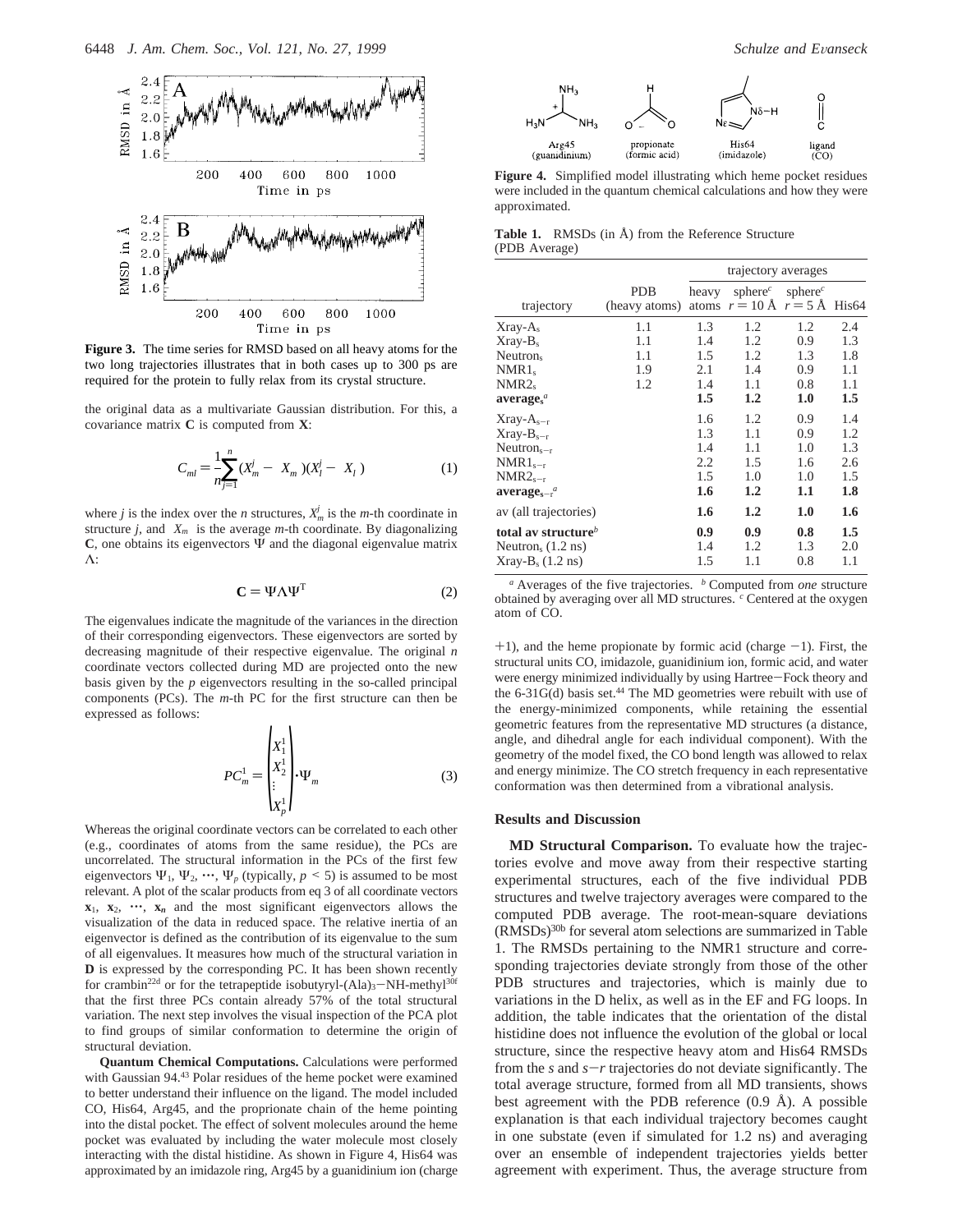**Figure 3.** The time series for RMSD based on all heavy atoms for the two long trajectories illustrates that in both cases up to 300 ps are required for the protein to fully relax from its crystal structure.

the original data as a multivariate Gaussian distribution. For this, a covariance matrix **C** is computed from **X**:

$$C_{ml} = \frac{1}{n}\sum_{j=1}^{n}(X_m^j - \langle X_m \rangle)(X_l^j - \langle X_l \rangle) \quad (1)$$

where $j$ is the index over the $n$ structures, $X_m^j$ is the $m$-th coordinate in structure $j$, and $\langle X_m \rangle$ is the average $m$-th coordinate. By diagonalizing **C**, one obtains its eigenvectors $\Psi$ and the diagonal eigenvalue matrix $\Lambda$:

$$\mathbf{C} = \Psi\Lambda\Psi^{\mathrm{T}} \quad (2)$$

The eigenvalues indicate the magnitude of the variances in the direction of their corresponding eigenvectors. These eigenvectors are sorted by decreasing magnitude of their respective eigenvalue. The original $n$ coordinate vectors collected during MD are projected onto the new basis given by the $p$ eigenvectors resulting in the so-called principal components (PCs). The $m$-th PC for the first structure can then be expressed as follows:

$$PC_m^1 = \begin{pmatrix} X_1^1 \\ X_2^1 \\ \vdots \\ X_p^1 \end{pmatrix} \cdot \Psi_m \quad (3)$$

Whereas the original coordinate vectors can be correlated to each other (e.g., coordinates of atoms from the same residue), the PCs are uncorrelated. The structural information in the PCs of the first few eigenvectors $\Psi_1, \Psi_2, \cdots, \Psi_p$ (typically, $p < 5$) is assumed to be most relevant. A plot of the scalar products from eq 3 of all coordinate vectors $\mathbf{x}_1, \mathbf{x}_2, \cdots, \mathbf{x}_n$ and the most significant eigenvectors allows the visualization of the data in reduced space. The relative inertia of an eigenvector is defined as the contribution of its eigenvalue to the sum of all eigenvalues. It measures how much of the structural variation in **D** is expressed by the corresponding PC. It has been shown recently for crambin[22d] or for the tetrapeptide isobutyryl-(Ala)$_3$−NH-methyl[30f] that the first three PCs contain already 57% of the total structural variation. The next step involves the visual inspection of the PCA plot to find groups of similar conformation to determine the origin of structural deviation.

**Quantum Chemical Computations.** Calculations were performed with Gaussian 94.[43] Polar residues of the heme pocket were examined to better understand their influence on the ligand. The model included CO, His64, Arg45, and the proprionate chain of the heme pointing into the distal pocket. The effect of solvent molecules around the heme pocket was evaluated by including the water molecule most closely interacting with the distal histidine. As shown in Figure 4, His64 was approximated by an imidazole ring, Arg45 by a guanidinium ion (charge +1), and the heme propionate by formic acid (charge −1). First, the structural units CO, imidazole, guanidinium ion, formic acid, and water were energy minimized individually by using Hartree−Fock theory and the 6-31G(d) basis set.[44] The MD geometries were rebuilt with use of the energy-minimized components, while retaining the essential geometric features from the representative MD structures (a distance, angle, and dihedral angle for each individual component). With the geometry of the model fixed, the CO bond length was allowed to relax and energy minimize. The CO stretch frequency in each representative conformation was then determined from a vibrational analysis.

**Figure 4.** Simplified model illustrating which heme pocket residues were included in the quantum chemical calculations and how they were approximated.

**Table 1.** RMSDs (in Å) from the Reference Structure (PDB Average)

| | | trajectory averages | | | |
|---|---|---|---|---|---|
| trajectory | PDB (heavy atoms) | heavy atoms | sphere[c] $r = 10$ Å | sphere[c] $r = 5$ Å | His64 |
| Xray-A$_s$ | 1.1 | 1.3 | 1.2 | 1.2 | 2.4 |
| Xray-B$_s$ | 1.1 | 1.4 | 1.2 | 0.9 | 1.3 |
| Neutron$_s$ | 1.1 | 1.5 | 1.2 | 1.3 | 1.8 |
| NMR1$_s$ | 1.9 | 2.1 | 1.4 | 0.9 | 1.1 |
| NMR2$_s$ | 1.2 | 1.4 | 1.1 | 0.8 | 1.1 |
| **average$_s$**[a] | | **1.5** | **1.2** | **1.0** | **1.5** |
| Xray-A$_{s-r}$ | | 1.6 | 1.2 | 0.9 | 1.4 |
| Xray-B$_{s-r}$ | | 1.3 | 1.1 | 0.9 | 1.2 |
| Neutron$_{s-r}$ | | 1.4 | 1.1 | 1.0 | 1.3 |
| NMR1$_{s-r}$ | | 2.2 | 1.5 | 1.6 | 2.6 |
| NMR2$_{s-r}$ | | 1.5 | 1.0 | 1.0 | 1.5 |
| **average$_{s-r}$**[a] | | **1.6** | **1.2** | **1.1** | **1.8** |
| av (all trajectories) | | **1.6** | **1.2** | **1.0** | **1.6** |
| **total av structure**[b] | | **0.9** | **0.9** | **0.8** | **1.5** |
| Neutron$_s$ (1.2 ns) | | 1.4 | 1.2 | 1.3 | 2.0 |
| Xray-B$_s$ (1.2 ns) | | 1.5 | 1.1 | 0.8 | 1.1 |

[a] Averages of the five trajectories. [b] Computed from *one* structure obtained by averaging over all MD structures. [c] Centered at the oxygen atom of CO.

## Results and Discussion

**MD Structural Comparison.** To evaluate how the trajectories evolve and move away from their respective starting experimental structures, each of the five individual PDB structures and twelve trajectory averages were compared to the computed PDB average. The root-mean-square deviations (RMSDs)[30b] for several atom selections are summarized in Table 1. The RMSDs pertaining to the NMR1 structure and corresponding trajectories deviate strongly from those of the other PDB structures and trajectories, which is mainly due to variations in the D helix, as well as in the EF and FG loops. In addition, the table indicates that the orientation of the distal histidine does not influence the evolution of the global or local structure, since the respective heavy atom and His64 RMSDs from the *s* and *s*−*r* trajectories do not deviate significantly. The total average structure, formed from all MD transients, shows best agreement with the PDB reference (0.9 Å). A possible explanation is that each individual trajectory becomes caught in one substate (even if simulated for 1.2 ns) and averaging over an ensemble of independent trajectories yields better agreement with experiment. Thus, the average structure from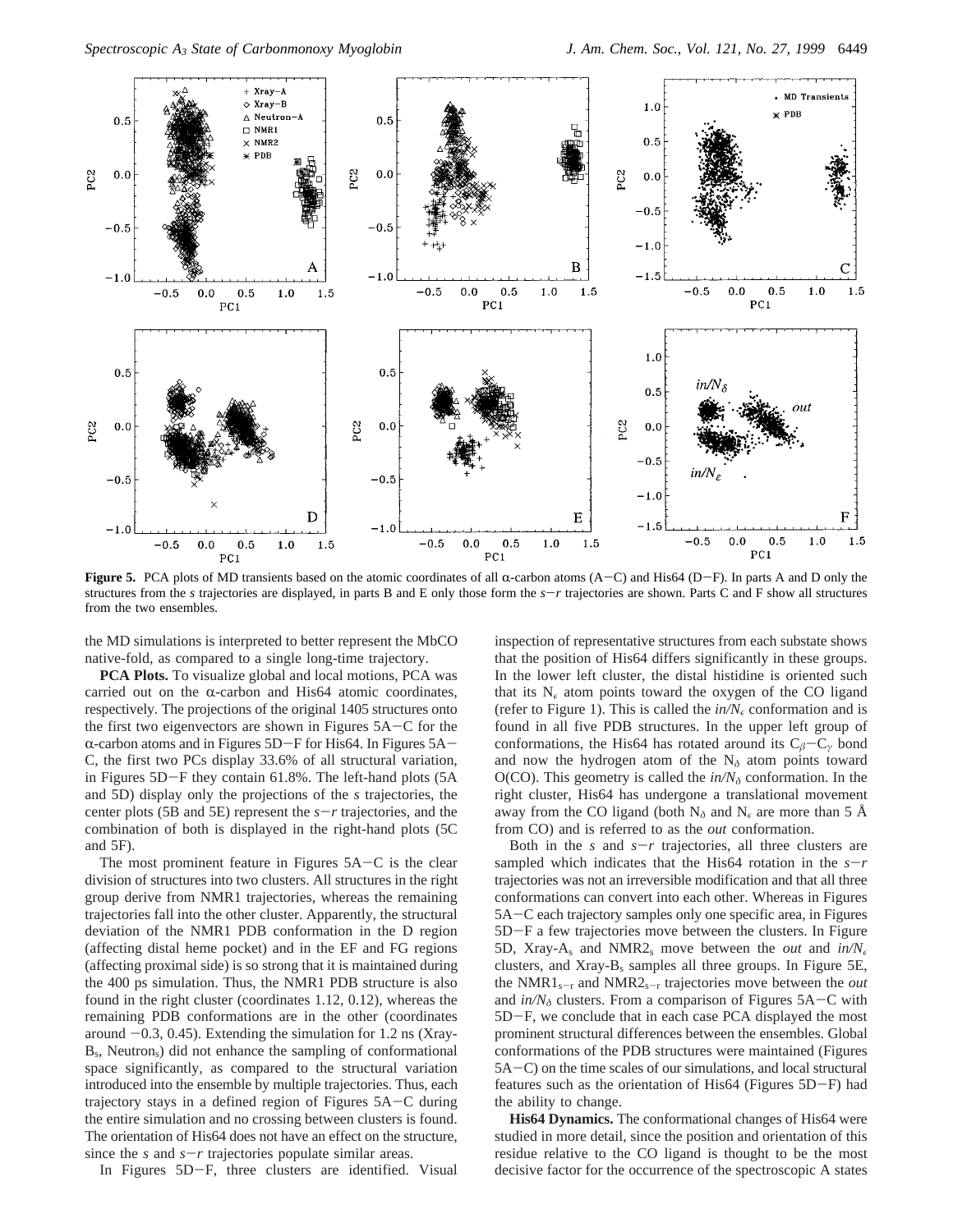**Figure 5.** PCA plots of MD transients based on the atomic coordinates of all α-carbon atoms (A−C) and His64 (D−F). In parts A and D only the structures from the *s* trajectories are displayed, in parts B and E only those form the *s*−*r* trajectories are shown. Parts C and F show all structures from the two ensembles.

the MD simulations is interpreted to better represent the MbCO native-fold, as compared to a single long-time trajectory.

**PCA Plots.** To visualize global and local motions, PCA was carried out on the α-carbon and His64 atomic coordinates, respectively. The projections of the original 1405 structures onto the first two eigenvectors are shown in Figures 5A−C for the α-carbon atoms and in Figures 5D−F for His64. In Figures 5A−C, the first two PCs display 33.6% of all structural variation, in Figures 5D−F they contain 61.8%. The left-hand plots (5A and 5D) display only the projections of the *s* trajectories, the center plots (5B and 5E) represent the *s*−*r* trajectories, and the combination of both is displayed in the right-hand plots (5C and 5F).

The most prominent feature in Figures 5A−C is the clear division of structures into two clusters. All structures in the right group derive from NMR1 trajectories, whereas the remaining trajectories fall into the other cluster. Apparently, the structural deviation of the NMR1 PDB conformation in the D region (affecting distal heme pocket) and in the EF and FG regions (affecting proximal side) is so strong that it is maintained during the 400 ps simulation. Thus, the NMR1 PDB structure is also found in the right cluster (coordinates 1.12, 0.12), whereas the remaining PDB conformations are in the other (coordinates around −0.3, 0.45). Extending the simulation for 1.2 ns (Xray-$B_s$, $Neutron_s$) did not enhance the sampling of conformational space significantly, as compared to the structural variation introduced into the ensemble by multiple trajectories. Thus, each trajectory stays in a defined region of Figures 5A−C during the entire simulation and no crossing between clusters is found. The orientation of His64 does not have an effect on the structure, since the *s* and *s*−*r* trajectories populate similar areas.

In Figures 5D−F, three clusters are identified. Visual inspection of representative structures from each substate shows that the position of His64 differs significantly in these groups. In the lower left cluster, the distal histidine is oriented such that its $N_\epsilon$ atom points toward the oxygen of the CO ligand (refer to Figure 1). This is called the *in/*$N_\epsilon$ conformation and is found in all five PDB structures. In the upper left group of conformations, the His64 has rotated around its $C_\beta$−$C_\gamma$ bond and now the hydrogen atom of the $N_\delta$ atom points toward O(CO). This geometry is called the *in/*$N_\delta$ conformation. In the right cluster, His64 has undergone a translational movement away from the CO ligand (both $N_\delta$ and $N_\epsilon$ are more than 5 Å from CO) and is referred to as the *out* conformation.

Both in the *s* and *s*−*r* trajectories, all three clusters are sampled which indicates that the His64 rotation in the *s*−*r* trajectories was not an irreversible modification and that all three conformations can convert into each other. Whereas in Figures 5A−C each trajectory samples only one specific area, in Figures 5D−F a few trajectories move between the clusters. In Figure 5D, Xray-$A_s$ and $NMR2_s$ move between the *out* and *in/*$N_\epsilon$ clusters, and Xray-$B_s$ samples all three groups. In Figure 5E, the $NMR1_{s-r}$ and $NMR2_{s-r}$ trajectories move between the *out* and *in/*$N_\delta$ clusters. From a comparison of Figures 5A−C with 5D−F, we conclude that in each case PCA displayed the most prominent structural differences between the ensembles. Global conformations of the PDB structures were maintained (Figures 5A−C) on the time scales of our simulations, and local structural features such as the orientation of His64 (Figures 5D−F) had the ability to change.

**His64 Dynamics.** The conformational changes of His64 were studied in more detail, since the position and orientation of this residue relative to the CO ligand is thought to be the most decisive factor for the occurrence of the spectroscopic A states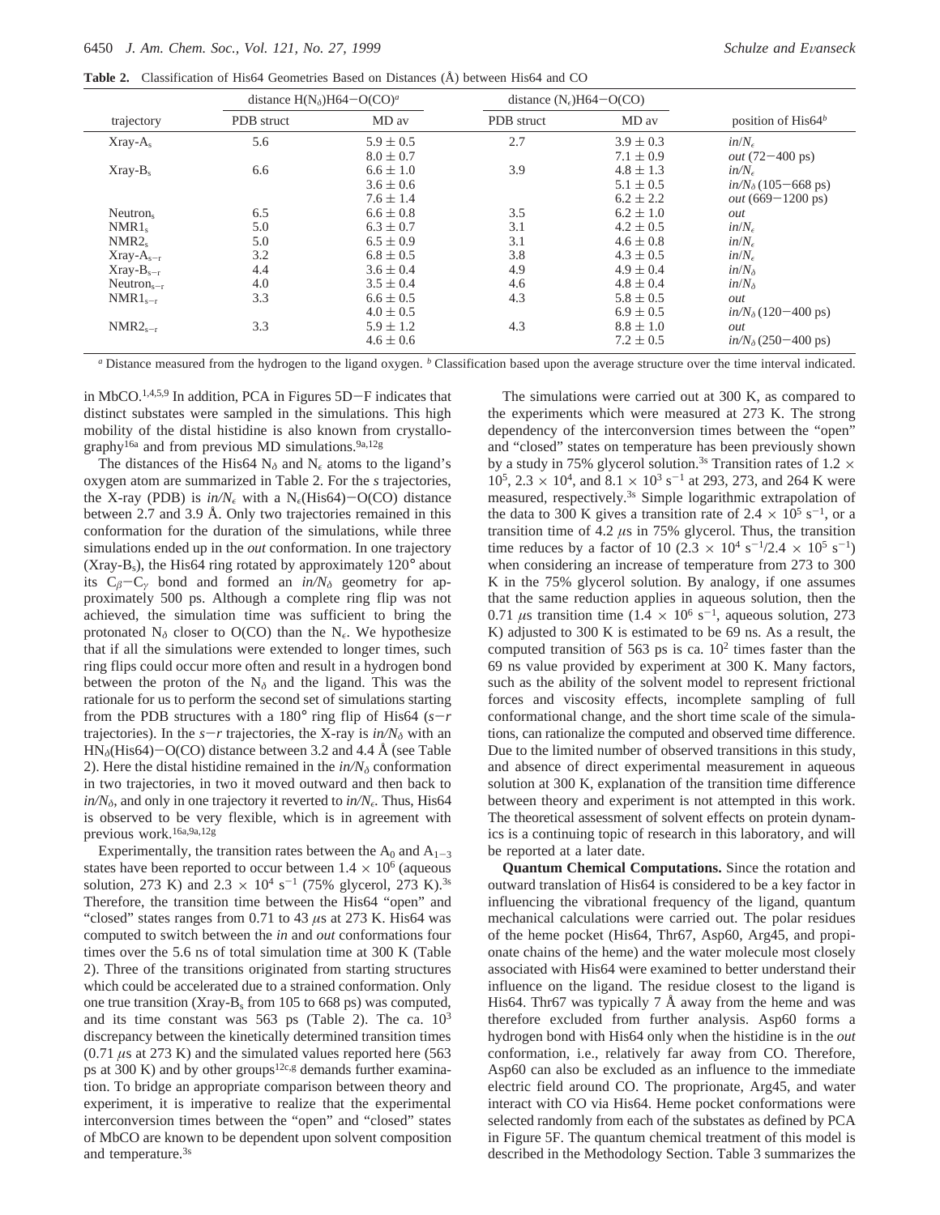**Table 2.** Classification of His64 Geometries Based on Distances (Å) between His64 and CO

| trajectory | distance $H(N_\delta)H64-O(CO)$[a] | | distance $(N_\epsilon)H64-O(CO)$ | | position of His64[b] |
|---|---|---|---|---|---|
| | PDB struct | MD av | PDB struct | MD av | |
| $Xray\text{-}A_s$ | 5.6 | $5.9 \pm 0.5$ | 2.7 | $3.9 \pm 0.3$ | $in/N_\epsilon$ |
| | | $8.0 \pm 0.7$ | | $7.1 \pm 0.9$ | *out* (72−400 ps) |
| $Xray\text{-}B_s$ | 6.6 | $6.6 \pm 1.0$ | 3.9 | $4.8 \pm 1.3$ | $in/N_\epsilon$ |
| | | $3.6 \pm 0.6$ | | $5.1 \pm 0.5$ | $in/N_\delta$ (105−668 ps) |
| | | $7.6 \pm 1.4$ | | $6.2 \pm 2.2$ | *out* (669−1200 ps) |
| $Neutron_s$ | 6.5 | $6.6 \pm 0.8$ | 3.5 | $6.2 \pm 1.0$ | *out* |
| $NMR1_s$ | 5.0 | $6.3 \pm 0.7$ | 3.1 | $4.2 \pm 0.5$ | $in/N_\epsilon$ |
| $NMR2_s$ | 5.0 | $6.5 \pm 0.9$ | 3.1 | $4.6 \pm 0.8$ | $in/N_\epsilon$ |
| $Xray\text{-}A_{s-r}$ | 3.2 | $6.8 \pm 0.5$ | 3.8 | $4.3 \pm 0.5$ | $in/N_\epsilon$ |
| $Xray\text{-}B_{s-r}$ | 4.4 | $3.6 \pm 0.4$ | 4.9 | $4.9 \pm 0.4$ | $in/N_\delta$ |
| $Neutron_{s-r}$ | 4.0 | $3.5 \pm 0.4$ | 4.6 | $4.8 \pm 0.4$ | $in/N_\delta$ |
| $NMR1_{s-r}$ | 3.3 | $6.6 \pm 0.5$ | 4.3 | $5.8 \pm 0.5$ | *out* |
| | | $4.0 \pm 0.5$ | | $6.9 \pm 0.5$ | $in/N_\delta$ (120−400 ps) |
| $NMR2_{s-r}$ | 3.3 | $5.9 \pm 1.2$ | 4.3 | $8.8 \pm 1.0$ | *out* |
| | | $4.6 \pm 0.6$ | | $7.2 \pm 0.5$ | $in/N_\delta$ (250−400 ps) |

[a] Distance measured from the hydrogen to the ligand oxygen. [b] Classification based upon the average structure over the time interval indicated.

in MbCO.[1,4,5,9] In addition, PCA in Figures 5D−F indicates that distinct substates were sampled in the simulations. This high mobility of the distal histidine is also known from crystallography[16a] and from previous MD simulations.[9a,12g]

The distances of the His64 $N_\delta$ and $N_\epsilon$ atoms to the ligand's oxygen atom are summarized in Table 2. For the *s* trajectories, the X-ray (PDB) is $in/N_\epsilon$ with a $N_\epsilon$(His64)−O(CO) distance between 2.7 and 3.9 Å. Only two trajectories remained in this conformation for the duration of the simulations, while three simulations ended up in the *out* conformation. In one trajectory ($Xray\text{-}B_s$), the His64 ring rotated by approximately 120° about its $C_\beta-C_\gamma$ bond and formed an $in/N_\delta$ geometry for approximately 500 ps. Although a complete ring flip was not achieved, the simulation time was sufficient to bring the protonated $N_\delta$ closer to O(CO) than the $N_\epsilon$. We hypothesize that if all the simulations were extended to longer times, such ring flips could occur more often and result in a hydrogen bond between the proton of the $N_\delta$ and the ligand. This was the rationale for us to perform the second set of simulations starting from the PDB structures with a 180° ring flip of His64 ($s-r$ trajectories). In the $s-r$ trajectories, the X-ray is $in/N_\delta$ with an $HN_\delta$(His64)−O(CO) distance between 3.2 and 4.4 Å (see Table 2). Here the distal histidine remained in the $in/N_\delta$ conformation in two trajectories, in two it moved outward and then back to $in/N_\delta$, and only in one trajectory it reverted to $in/N_\epsilon$. Thus, His64 is observed to be very flexible, which is in agreement with previous work.[16a,9a,12g]

Experimentally, the transition rates between the $A_0$ and $A_{1-3}$ states have been reported to occur between $1.4 \times 10^6$ (aqueous solution, 273 K) and $2.3 \times 10^4$ $s^{-1}$ (75% glycerol, 273 K).[3s] Therefore, the transition time between the His64 "open" and "closed" states ranges from 0.71 to 43 $\mu$s at 273 K. His64 was computed to switch between the *in* and *out* conformations four times over the 5.6 ns of total simulation time at 300 K (Table 2). Three of the transitions originated from starting structures which could be accelerated due to a strained conformation. Only one true transition ($Xray\text{-}B_s$ from 105 to 668 ps) was computed, and its time constant was 563 ps (Table 2). The ca. $10^3$ discrepancy between the kinetically determined transition times (0.71 $\mu$s at 273 K) and the simulated values reported here (563 ps at 300 K) and by other groups[12c,g] demands further examination. To bridge an appropriate comparison between theory and experiment, it is imperative to realize that the experimental interconversion times between the "open" and "closed" states of MbCO are known to be dependent upon solvent composition and temperature.[3s]

The simulations were carried out at 300 K, as compared to the experiments which were measured at 273 K. The strong dependency of the interconversion times between the "open" and "closed" states on temperature has been previously shown by a study in 75% glycerol solution.[3s] Transition rates of $1.2 \times 10^5$, $2.3 \times 10^4$, and $8.1 \times 10^3$ $s^{-1}$ at 293, 273, and 264 K were measured, respectively.[3s] Simple logarithmic extrapolation of the data to 300 K gives a transition rate of $2.4 \times 10^5$ $s^{-1}$, or a transition time of 4.2 $\mu$s in 75% glycerol. Thus, the transition time reduces by a factor of 10 ($2.3 \times 10^4$ $s^{-1}$/$2.4 \times 10^5$ $s^{-1}$) when considering an increase of temperature from 273 to 300 K in the 75% glycerol solution. By analogy, if one assumes that the same reduction applies in aqueous solution, then the 0.71 $\mu$s transition time ($1.4 \times 10^6$ $s^{-1}$, aqueous solution, 273 K) adjusted to 300 K is estimated to be 69 ns. As a result, the computed transition of 563 ps is ca. $10^2$ times faster than the 69 ns value provided by experiment at 300 K. Many factors, such as the ability of the solvent model to represent frictional forces and viscosity effects, incomplete sampling of full conformational change, and the short time scale of the simulations, can rationalize the computed and observed time difference. Due to the limited number of observed transitions in this study, and absence of direct experimental measurement in aqueous solution at 300 K, explanation of the transition time difference between theory and experiment is not attempted in this work. The theoretical assessment of solvent effects on protein dynamics is a continuing topic of research in this laboratory, and will be reported at a later date.

**Quantum Chemical Computations.** Since the rotation and outward translation of His64 is considered to be a key factor in influencing the vibrational frequency of the ligand, quantum mechanical calculations were carried out. The polar residues of the heme pocket (His64, Thr67, Asp60, Arg45, and propionate chains of the heme) and the water molecule most closely associated with His64 were examined to better understand their influence on the ligand. The residue closest to the ligand is His64. Thr67 was typically 7 Å away from the heme and was therefore excluded from further analysis. Asp60 forms a hydrogen bond with His64 only when the histidine is in the *out* conformation, i.e., relatively far away from CO. Therefore, Asp60 can also be excluded as an influence to the immediate electric field around CO. The proprionate, Arg45, and water interact with CO via His64. Heme pocket conformations were selected randomly from each of the substates as defined by PCA in Figure 5F. The quantum chemical treatment of this model is described in the Methodology Section. Table 3 summarizes the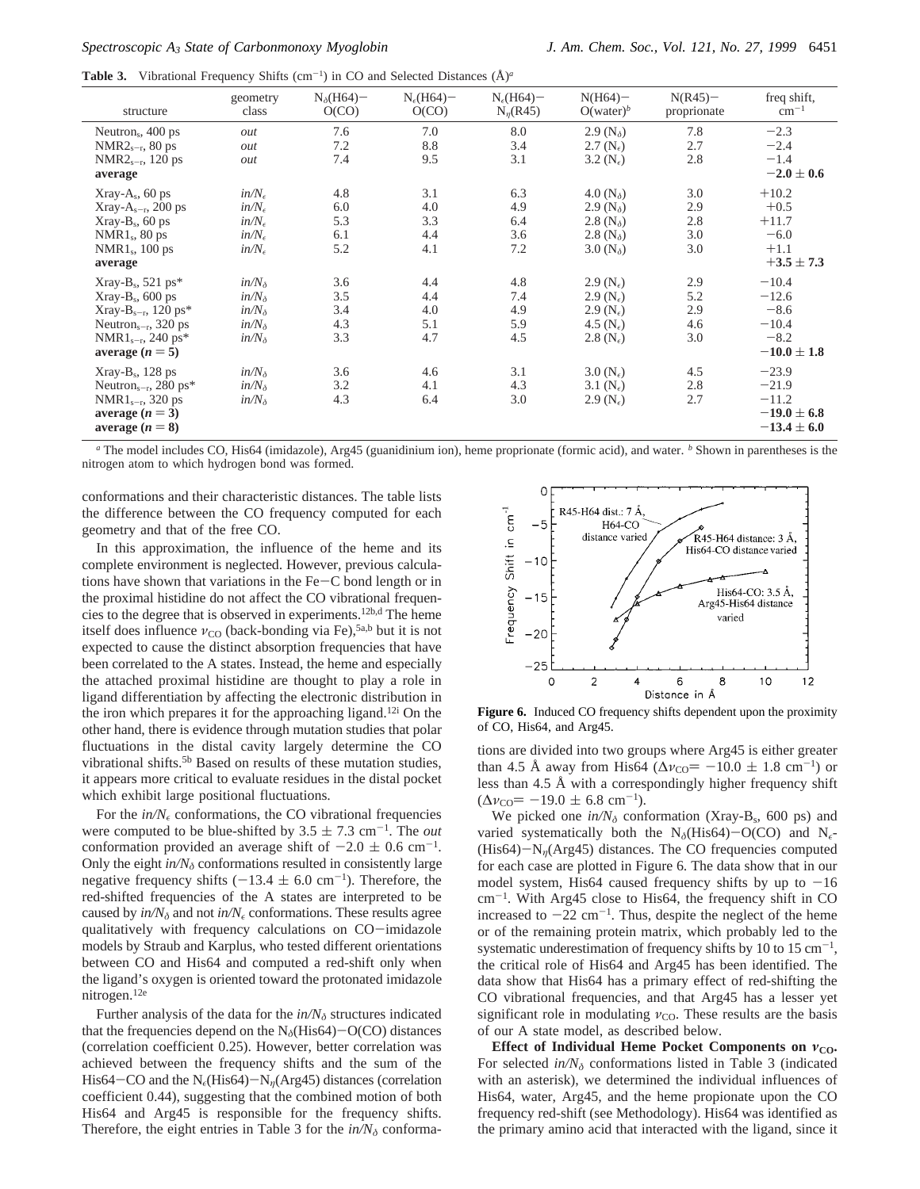**Table 3.** Vibrational Frequency Shifts ($cm^{-1}$) in CO and Selected Distances (Å)[a]

| structure | geometry class | $N_\delta$(H64)−O(CO) | $N_\epsilon$(H64)−O(CO) | $N_\epsilon$(H64)−$N_\eta$(R45) | N(H64)−O(water)[b] | N(R45)−proprionate | freq shift, $cm^{-1}$ |
|---|---|---|---|---|---|---|---|
| Neutron$_s$, 400 ps | *out* | 7.6 | 7.0 | 8.0 | 2.9 ($N_\delta$) | 7.8 | −2.3 |
| NMR2$_{s-r}$, 80 ps | *out* | 7.2 | 8.8 | 3.4 | 2.7 ($N_\epsilon$) | 2.7 | −2.4 |
| NMR2$_{s-r}$, 120 ps | *out* | 7.4 | 9.5 | 3.1 | 3.2 ($N_\epsilon$) | 2.8 | −1.4 |
| **average** | | | | | | | **−2.0 ± 0.6** |
| Xray-A$_s$, 60 ps | *in/N$_\epsilon$* | 4.8 | 3.1 | 6.3 | 4.0 ($N_\delta$) | 3.0 | +10.2 |
| Xray-A$_{s-r}$, 200 ps | *in/N$_\epsilon$* | 6.0 | 4.0 | 4.9 | 2.9 ($N_\delta$) | 2.9 | +0.5 |
| Xray-B$_s$, 60 ps | *in/N$_\epsilon$* | 5.3 | 3.3 | 6.4 | 2.8 ($N_\delta$) | 2.8 | +11.7 |
| NMR1$_s$, 80 ps | *in/N$_\epsilon$* | 6.1 | 4.4 | 3.6 | 2.8 ($N_\delta$) | 3.0 | −6.0 |
| NMR1$_s$, 100 ps | *in/N$_\epsilon$* | 5.2 | 4.1 | 7.2 | 3.0 ($N_\delta$) | 3.0 | +1.1 |
| **average** | | | | | | | **+3.5 ± 7.3** |
| Xray-B$_s$, 521 ps* | *in/N$_\delta$* | 3.6 | 4.4 | 4.8 | 2.9 ($N_\epsilon$) | 2.9 | −10.4 |
| Xray-B$_s$, 600 ps | *in/N$_\delta$* | 3.5 | 4.4 | 7.4 | 2.9 ($N_\epsilon$) | 5.2 | −12.6 |
| Xray-B$_{s-r}$, 120 ps* | *in/N$_\delta$* | 3.4 | 4.0 | 4.9 | 2.9 ($N_\epsilon$) | 2.9 | −8.6 |
| Neutron$_{s-r}$, 320 ps | *in/N$_\delta$* | 4.3 | 5.1 | 5.9 | 4.5 ($N_\epsilon$) | 4.6 | −10.4 |
| NMR1$_{s-r}$, 240 ps* | *in/N$_\delta$* | 3.3 | 4.7 | 4.5 | 2.8 ($N_\epsilon$) | 3.0 | −8.2 |
| **average ($n = 5$)** | | | | | | | **−10.0 ± 1.8** |
| Xray-B$_s$, 128 ps | *in/N$_\delta$* | 3.6 | 4.6 | 3.1 | 3.0 ($N_\epsilon$) | 4.5 | −23.9 |
| Neutron$_{s-r}$, 280 ps* | *in/N$_\delta$* | 3.2 | 4.1 | 4.3 | 3.1 ($N_\epsilon$) | 2.8 | −21.9 |
| NMR1$_{s-r}$, 320 ps | *in/N$_\delta$* | 4.3 | 6.4 | 3.0 | 2.9 ($N_\epsilon$) | 2.7 | −11.2 |
| **average ($n = 3$)** | | | | | | | **−19.0 ± 6.8** |
| **average ($n = 8$)** | | | | | | | **−13.4 ± 6.0** |

[a] The model includes CO, His64 (imidazole), Arg45 (guanidinium ion), heme proprionate (formic acid), and water. [b] Shown in parentheses is the nitrogen atom to which hydrogen bond was formed.

conformations and their characteristic distances. The table lists the difference between the CO frequency computed for each geometry and that of the free CO.

In this approximation, the influence of the heme and its complete environment is neglected. However, previous calculations have shown that variations in the Fe−C bond length or in the proximal histidine do not affect the CO vibrational frequencies to the degree that is observed in experiments.[12b,d] The heme itself does influence $\nu_{CO}$ (back-bonding via Fe),[5a,b] but it is not expected to cause the distinct absorption frequencies that have been correlated to the A states. Instead, the heme and especially the attached proximal histidine are thought to play a role in ligand differentiation by affecting the electronic distribution in the iron which prepares it for the approaching ligand.[12i] On the other hand, there is evidence through mutation studies that polar fluctuations in the distal cavity largely determine the CO vibrational shifts.[5b] Based on results of these mutation studies, it appears more critical to evaluate residues in the distal pocket which exhibit large positional fluctuations.

For the *in/N$_\epsilon$* conformations, the CO vibrational frequencies were computed to be blue-shifted by 3.5 ± 7.3 $cm^{-1}$. The *out* conformation provided an average shift of −2.0 ± 0.6 $cm^{-1}$. Only the eight *in/N$_\delta$* conformations resulted in consistently large negative frequency shifts (−13.4 ± 6.0 $cm^{-1}$). Therefore, the red-shifted frequencies of the A states are interpreted to be caused by *in/N$_\delta$* and not *in/N$_\epsilon$* conformations. These results agree qualitatively with frequency calculations on CO−imidazole models by Straub and Karplus, who tested different orientations between CO and His64 and computed a red-shift only when the ligand's oxygen is oriented toward the protonated imidazole nitrogen.[12e]

Further analysis of the data for the *in/N$_\delta$* structures indicated that the frequencies depend on the $N_\delta$(His64)−O(CO) distances (correlation coefficient 0.25). However, better correlation was achieved between the frequency shifts and the sum of the His64−CO and the $N_\epsilon$(His64)−$N_\eta$(Arg45) distances (correlation coefficient 0.44), suggesting that the combined motion of both His64 and Arg45 is responsible for the frequency shifts. Therefore, the eight entries in Table 3 for the *in/N$_\delta$* conformations are divided into two groups where Arg45 is either greater than 4.5 Å away from His64 ($\Delta\nu_{CO}$= −10.0 ± 1.8 $cm^{-1}$) or less than 4.5 Å with a correspondingly higher frequency shift ($\Delta\nu_{CO}$= −19.0 ± 6.8 $cm^{-1}$).

**Figure 6.** Induced CO frequency shifts dependent upon the proximity of CO, His64, and Arg45.

We picked one *in/N$_\delta$* conformation (Xray-B$_s$, 600 ps) and varied systematically both the $N_\delta$(His64)−O(CO) and $N_\epsilon$(His64)−$N_\eta$(Arg45) distances. The CO frequencies computed for each case are plotted in Figure 6. The data show that in our model system, His64 caused frequency shifts by up to −16 $cm^{-1}$. With Arg45 close to His64, the frequency shift in CO increased to −22 $cm^{-1}$. Thus, despite the neglect of the heme or of the remaining protein matrix, which probably led to the systematic underestimation of frequency shifts by 10 to 15 $cm^{-1}$, the critical role of His64 and Arg45 has been identified. The data show that His64 has a primary effect of red-shifting the CO vibrational frequencies, and that Arg45 has a lesser yet significant role in modulating $\nu_{CO}$. These results are the basis of our A state model, as described below.

**Effect of Individual Heme Pocket Components on $\nu_{CO}$.** For selected *in/N$_\delta$* conformations listed in Table 3 (indicated with an asterisk), we determined the individual influences of His64, water, Arg45, and the heme propionate upon the CO frequency red-shift (see Methodology). His64 was identified as the primary amino acid that interacted with the ligand, since it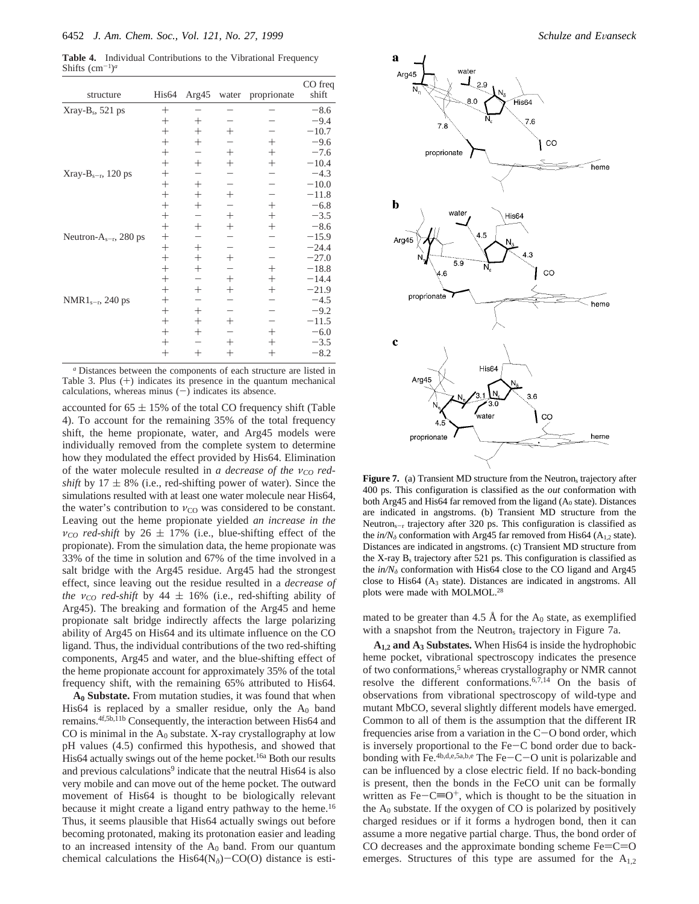**Table 4.** Individual Contributions to the Vibrational Frequency Shifts ($cm^{-1}$)[a]

| structure | His64 | Arg45 | water | proprionate | CO freq shift |
|---|---|---|---|---|---|
| Xray-$B_s$, 521 ps | + | − | − | − | −8.6 |
| | + | + | − | − | −9.4 |
| | + | + | + | − | −10.7 |
| | + | + | − | + | −9.6 |
| | + | − | + | + | −7.6 |
| | + | + | + | + | −10.4 |
| Xray-$B_{s-r}$, 120 ps | + | − | − | − | −4.3 |
| | + | + | − | − | −10.0 |
| | + | + | + | − | −11.8 |
| | + | + | − | + | −6.8 |
| | + | − | + | + | −3.5 |
| | + | + | + | + | −8.6 |
| Neutron-$A_{s-r}$, 280 ps | + | − | − | − | −15.9 |
| | + | + | − | − | −24.4 |
| | + | + | + | − | −27.0 |
| | + | + | − | + | −18.8 |
| | + | − | + | + | −14.4 |
| | + | + | + | + | −21.9 |
| $NMR1_{s-r}$, 240 ps | + | − | − | − | −4.5 |
| | + | + | − | − | −9.2 |
| | + | + | + | − | −11.5 |
| | + | + | − | + | −6.0 |
| | + | − | + | + | −3.5 |
| | + | + | + | + | −8.2 |

[a] Distances between the components of each structure are listed in Table 3. Plus (+) indicates its presence in the quantum mechanical calculations, whereas minus (−) indicates its absence.

accounted for 65 ± 15% of the total CO frequency shift (Table 4). To account for the remaining 35% of the total frequency shift, the heme propionate, water, and Arg45 models were individually removed from the complete system to determine how they modulated the effect provided by His64. Elimination of the water molecule resulted in *a decrease of the $\nu_{CO}$ red-shift* by 17 ± 8% (i.e., red-shifting power of water). Since the simulations resulted with at least one water molecule near His64, the water's contribution to $\nu_{CO}$ was considered to be constant. Leaving out the heme propionate yielded *an increase in the $\nu_{CO}$ red-shift* by 26 ± 17% (i.e., blue-shifting effect of the propionate). From the simulation data, the heme propionate was 33% of the time in solution and 67% of the time involved in a salt bridge with the Arg45 residue. Arg45 had the strongest effect, since leaving out the residue resulted in a *decrease of the $\nu_{CO}$ red-shift* by 44 ± 16% (i.e., red-shifting ability of Arg45). The breaking and formation of the Arg45 and heme propionate salt bridge indirectly affects the large polarizing ability of Arg45 on His64 and its ultimate influence on the CO ligand. Thus, the individual contributions of the two red-shifting components, Arg45 and water, and the blue-shifting effect of the heme propionate account for approximately 35% of the total frequency shift, with the remaining 65% attributed to His64.

**$A_0$ Substate.** From mutation studies, it was found that when His64 is replaced by a smaller residue, only the $A_0$ band remains.[4f,5b,11b] Consequently, the interaction between His64 and CO is minimal in the $A_0$ substate. X-ray crystallography at low pH values (4.5) confirmed this hypothesis, and showed that His64 actually swings out of the heme pocket.[16a] Both our results and previous calculations[9] indicate that the neutral His64 is also very mobile and can move out of the heme pocket. The outward movement of His64 is thought to be biologically relevant because it might create a ligand entry pathway to the heme.[16] Thus, it seems plausible that His64 actually swings out before becoming protonated, making its protonation easier and leading to an increased intensity of the $A_0$ band. From our quantum chemical calculations the His64($N_\delta$)−CO(O) distance is estimated to be greater than 4.5 Å for the $A_0$ state, as exemplified with a snapshot from the $Neutron_s$ trajectory in Figure 7a.

**Figure 7.** (a) Transient MD structure from the $Neutron_s$ trajectory after 400 ps. This configuration is classified as the *out* conformation with both Arg45 and His64 far removed from the ligand ($A_0$ state). Distances are indicated in angstroms. (b) Transient MD structure from the $Neutron_{s-r}$ trajectory after 320 ps. This configuration is classified as the *in/$N_\delta$* conformation with Arg45 far removed from His64 ($A_{1,2}$ state). Distances are indicated in angstroms. (c) Transient MD structure from the X-ray $B_s$ trajectory after 521 ps. This configuration is classified as the *in/$N_\delta$* conformation with His64 close to the CO ligand and Arg45 close to His64 ($A_3$ state). Distances are indicated in angstroms. All plots were made with MOLMOL.[28]

**$A_{1,2}$ and $A_3$ Substates.** When His64 is inside the hydrophobic heme pocket, vibrational spectroscopy indicates the presence of two conformations,[5] whereas crystallography or NMR cannot resolve the different conformations.[6,7,14] On the basis of observations from vibrational spectroscopy of wild-type and mutant MbCO, several slightly different models have emerged. Common to all of them is the assumption that the different IR frequencies arise from a variation in the C−O bond order, which is inversely proportional to the Fe−C bond order due to back-bonding with Fe.[4b,d,e,5a,b,e] The Fe−C−O unit is polarizable and can be influenced by a close electric field. If no back-bonding is present, then the bonds in the FeCO unit can be formally written as $Fe-C\equiv O^+$, which is thought to be the situation in the $A_0$ substate. If the oxygen of CO is polarized by positively charged residues or if it forms a hydrogen bond, then it can assume a more negative partial charge. Thus, the bond order of CO decreases and the approximate bonding scheme Fe=C=O emerges. Structures of this type are assumed for the $A_{1,2}$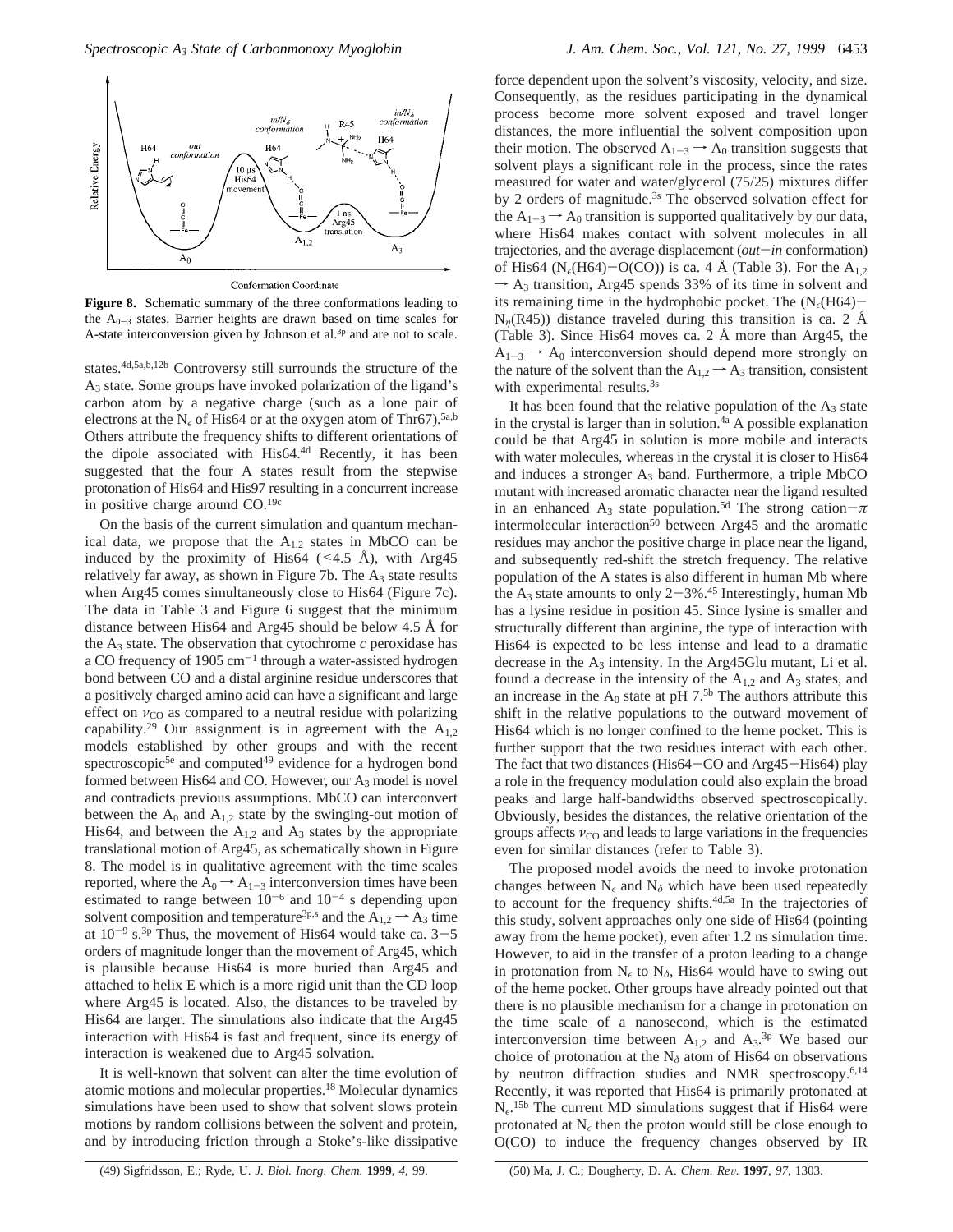**Figure 8.** Schematic summary of the three conformations leading to the $A_{0-3}$ states. Barrier heights are drawn based on time scales for A-state interconversion given by Johnson et al.[3p] and are not to scale.

states.[4d,5a,b,12b] Controversy still surrounds the structure of the $A_3$ state. Some groups have invoked polarization of the ligand's carbon atom by a negative charge (such as a lone pair of electrons at the $N_\epsilon$ of His64 or at the oxygen atom of Thr67).[5a,b] Others attribute the frequency shifts to different orientations of the dipole associated with His64.[4d] Recently, it has been suggested that the four A states result from the stepwise protonation of His64 and His97 resulting in a concurrent increase in positive charge around CO.[19c]

On the basis of the current simulation and quantum mechanical data, we propose that the $A_{1,2}$ states in MbCO can be induced by the proximity of His64 (<4.5 Å), with Arg45 relatively far away, as shown in Figure 7b. The $A_3$ state results when Arg45 comes simultaneously close to His64 (Figure 7c). The data in Table 3 and Figure 6 suggest that the minimum distance between His64 and Arg45 should be below 4.5 Å for the $A_3$ state. The observation that cytochrome *c* peroxidase has a CO frequency of 1905 $cm^{-1}$ through a water-assisted hydrogen bond between CO and a distal arginine residue underscores that a positively charged amino acid can have a significant and large effect on $\nu_{CO}$ as compared to a neutral residue with polarizing capability.[29] Our assignment is in agreement with the $A_{1,2}$ models established by other groups and with the recent spectroscopic[5e] and computed[49] evidence for a hydrogen bond formed between His64 and CO. However, our $A_3$ model is novel and contradicts previous assumptions. MbCO can interconvert between the $A_0$ and $A_{1,2}$ state by the swinging-out motion of His64, and between the $A_{1,2}$ and $A_3$ states by the appropriate translational motion of Arg45, as schematically shown in Figure 8. The model is in qualitative agreement with the time scales reported, where the $A_0 \rightarrow A_{1-3}$ interconversion times have been estimated to range between $10^{-6}$ and $10^{-4}$ s depending upon solvent composition and temperature[3p,s] and the $A_{1,2} \rightarrow A_3$ time at $10^{-9}$ s.[3p] Thus, the movement of His64 would take ca. 3−5 orders of magnitude longer than the movement of Arg45, which is plausible because His64 is more buried than Arg45 and attached to helix E which is a more rigid unit than the CD loop where Arg45 is located. Also, the distances to be traveled by His64 are larger. The simulations also indicate that the Arg45 interaction with His64 is fast and frequent, since its energy of interaction is weakened due to Arg45 solvation.

It is well-known that solvent can alter the time evolution of atomic motions and molecular properties.[18] Molecular dynamics simulations have been used to show that solvent slows protein motions by random collisions between the solvent and protein, and by introducing friction through a Stoke's-like dissipative force dependent upon the solvent's viscosity, velocity, and size. Consequently, as the residues participating in the dynamical process become more solvent exposed and travel longer distances, the more influential the solvent composition upon their motion. The observed $A_{1-3} \rightarrow A_0$ transition suggests that solvent plays a significant role in the process, since the rates measured for water and water/glycerol (75/25) mixtures differ by 2 orders of magnitude.[3s] The observed solvation effect for the $A_{1-3} \rightarrow A_0$ transition is supported qualitatively by our data, where His64 makes contact with solvent molecules in all trajectories, and the average displacement (*out*−*in* conformation) of His64 ($N_\epsilon$(H64)−O(CO)) is ca. 4 Å (Table 3). For the $A_{1,2} \rightarrow A_3$ transition, Arg45 spends 33% of its time in solvent and its remaining time in the hydrophobic pocket. The ($N_\epsilon$(H64)−$N_\eta$(R45)) distance traveled during this transition is ca. 2 Å (Table 3). Since His64 moves ca. 2 Å more than Arg45, the $A_{1-3} \rightarrow A_0$ interconversion should depend more strongly on the nature of the solvent than the $A_{1,2} \rightarrow A_3$ transition, consistent with experimental results.[3s]

It has been found that the relative population of the $A_3$ state in the crystal is larger than in solution.[4a] A possible explanation could be that Arg45 in solution is more mobile and interacts with water molecules, whereas in the crystal it is closer to His64 and induces a stronger $A_3$ band. Furthermore, a triple MbCO mutant with increased aromatic character near the ligand resulted in an enhanced $A_3$ state population.[5d] The strong cation−$\pi$ intermolecular interaction[50] between Arg45 and the aromatic residues may anchor the positive charge in place near the ligand, and subsequently red-shift the stretch frequency. The relative population of the A states is also different in human Mb where the $A_3$ state amounts to only 2−3%.[45] Interestingly, human Mb has a lysine residue in position 45. Since lysine is smaller and structurally different than arginine, the type of interaction with His64 is expected to be less intense and lead to a dramatic decrease in the $A_3$ intensity. In the Arg45Glu mutant, Li et al. found a decrease in the intensity of the $A_{1,2}$ and $A_3$ states, and an increase in the $A_0$ state at pH 7.[5b] The authors attribute this shift in the relative populations to the outward movement of His64 which is no longer confined to the heme pocket. This is further support that the two residues interact with each other. The fact that two distances (His64−CO and Arg45−His64) play a role in the frequency modulation could also explain the broad peaks and large half-bandwidths observed spectroscopically. Obviously, besides the distances, the relative orientation of the groups affects $\nu_{CO}$ and leads to large variations in the frequencies even for similar distances (refer to Table 3).

The proposed model avoids the need to invoke protonation changes between $N_\epsilon$ and $N_\delta$ which have been used repeatedly to account for the frequency shifts.[4d,5a] In the trajectories of this study, solvent approaches only one side of His64 (pointing away from the heme pocket), even after 1.2 ns simulation time. However, to aid in the transfer of a proton leading to a change in protonation from $N_\epsilon$ to $N_\delta$, His64 would have to swing out of the heme pocket. Other groups have already pointed out that there is no plausible mechanism for a change in protonation on the time scale of a nanosecond, which is the estimated interconversion time between $A_{1,2}$ and $A_3$.[3p] We based our choice of protonation at the $N_\delta$ atom of His64 on observations by neutron diffraction studies and NMR spectroscopy.[6,14] Recently, it was reported that His64 is primarily protonated at $N_\epsilon$.[15b] The current MD simulations suggest that if His64 were protonated at $N_\epsilon$ then the proton would still be close enough to O(CO) to induce the frequency changes observed by IR

(49) Sigfridsson, E.; Ryde, U. *J. Biol. Inorg. Chem.* **1999**, *4*, 99.

(50) Ma, J. C.; Dougherty, D. A. *Chem. Rev.* **1997**, *97*, 1303.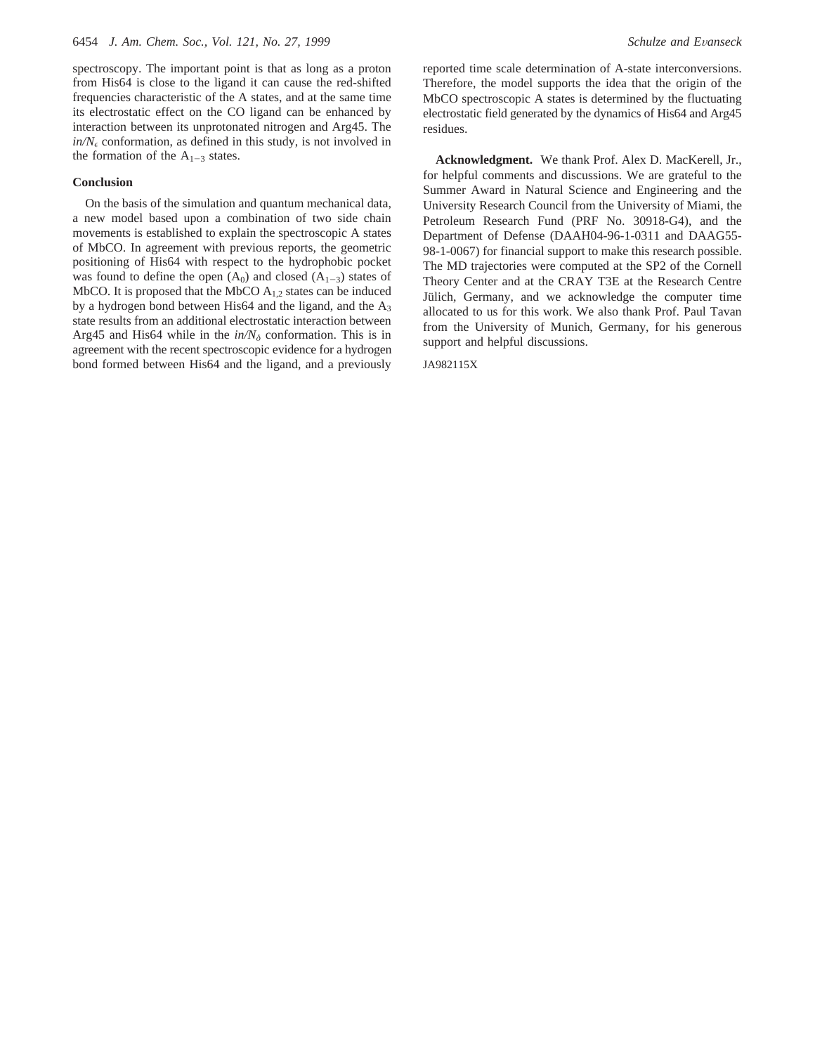spectroscopy. The important point is that as long as a proton from His64 is close to the ligand it can cause the red-shifted frequencies characteristic of the A states, and at the same time its electrostatic effect on the CO ligand can be enhanced by interaction between its unprotonated nitrogen and Arg45. The *in/N*$_\epsilon$ conformation, as defined in this study, is not involved in the formation of the $A_{1-3}$ states.

## Conclusion

On the basis of the simulation and quantum mechanical data, a new model based upon a combination of two side chain movements is established to explain the spectroscopic A states of MbCO. In agreement with previous reports, the geometric positioning of His64 with respect to the hydrophobic pocket was found to define the open ($A_0$) and closed ($A_{1-3}$) states of MbCO. It is proposed that the MbCO $A_{1,2}$ states can be induced by a hydrogen bond between His64 and the ligand, and the $A_3$ state results from an additional electrostatic interaction between Arg45 and His64 while in the *in/N*$_\delta$ conformation. This is in agreement with the recent spectroscopic evidence for a hydrogen bond formed between His64 and the ligand, and a previously reported time scale determination of A-state interconversions. Therefore, the model supports the idea that the origin of the MbCO spectroscopic A states is determined by the fluctuating electrostatic field generated by the dynamics of His64 and Arg45 residues.

**Acknowledgment.** We thank Prof. Alex D. MacKerell, Jr., for helpful comments and discussions. We are grateful to the Summer Award in Natural Science and Engineering and the University Research Council from the University of Miami, the Petroleum Research Fund (PRF No. 30918-G4), and the Department of Defense (DAAH04-96-1-0311 and DAAG55-98-1-0067) for financial support to make this research possible. The MD trajectories were computed at the SP2 of the Cornell Theory Center and at the CRAY T3E at the Research Centre Jülich, Germany, and we acknowledge the computer time allocated to us for this work. We also thank Prof. Paul Tavan from the University of Munich, Germany, for his generous support and helpful discussions.

JA982115X